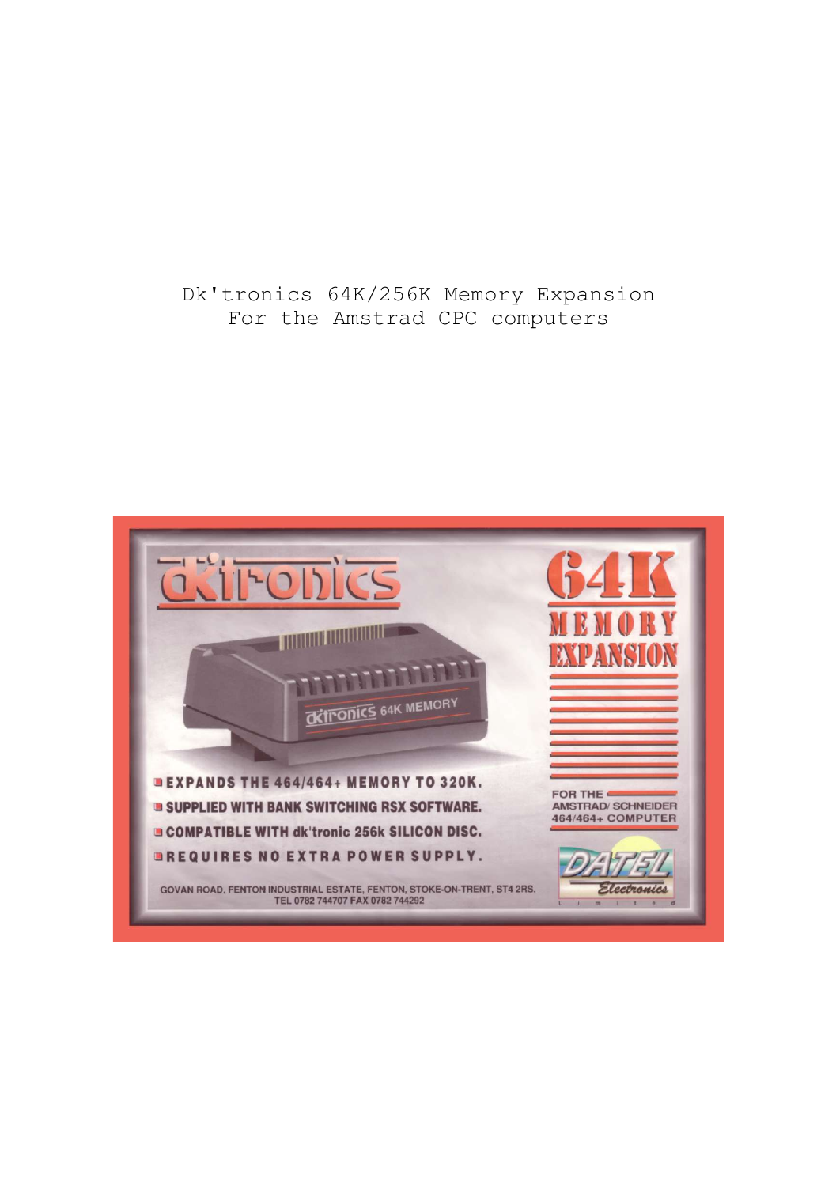Dk'tronics 64K/256K Memory Expansion
For the Amstrad CPC computers

dk'tronics

64K MEMORY EXPANSION

- EXPANDS THE 464/464+ MEMORY TO 320K.
- SUPPLIED WITH BANK SWITCHING RSX SOFTWARE.
- COMPATIBLE WITH dk'tronic 256k SILICON DISC.
- REQUIRES NO EXTRA POWER SUPPLY.

FOR THE AMSTRAD/ SCHNEIDER 464/464+ COMPUTER

DATEL Electronics Limited

GOVAN ROAD, FENTON INDUSTRIAL ESTATE, FENTON, STOKE-ON-TRENT, ST4 2RS.
TEL 0782 744707 FAX 0782 744292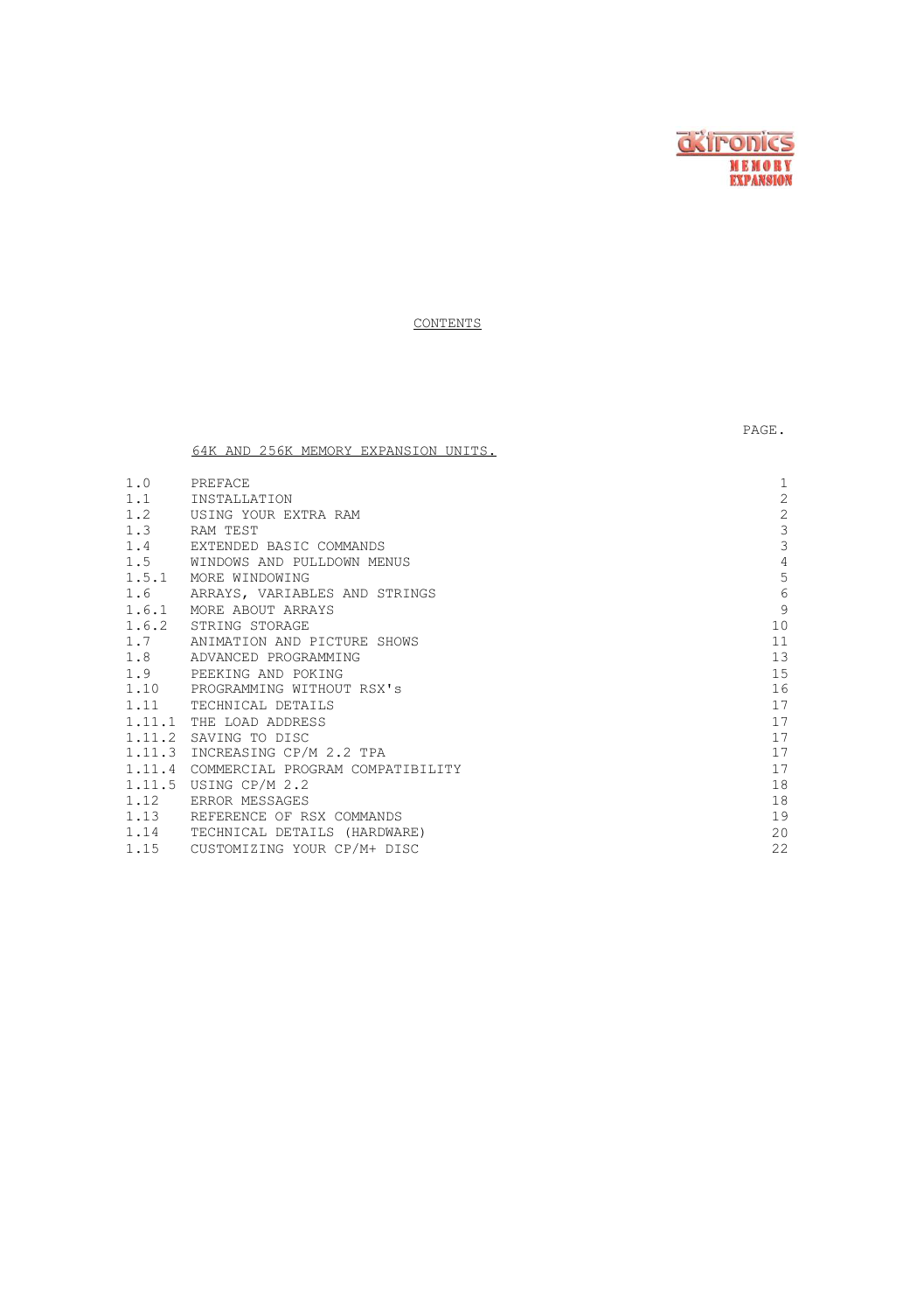dkTronics MEMORY EXPANSION

# CONTENTS

## 64K AND 256K MEMORY EXPANSION UNITS.

| | | PAGE. |
|---|---|---|
| 1.0 | PREFACE | 1 |
| 1.1 | INSTALLATION | 2 |
| 1.2 | USING YOUR EXTRA RAM | 2 |
| 1.3 | RAM TEST | 3 |
| 1.4 | EXTENDED BASIC COMMANDS | 3 |
| 1.5 | WINDOWS AND PULLDOWN MENUS | 4 |
| 1.5.1 | MORE WINDOWING | 5 |
| 1.6 | ARRAYS, VARIABLES AND STRINGS | 6 |
| 1.6.1 | MORE ABOUT ARRAYS | 9 |
| 1.6.2 | STRING STORAGE | 10 |
| 1.7 | ANIMATION AND PICTURE SHOWS | 11 |
| 1.8 | ADVANCED PROGRAMMING | 13 |
| 1.9 | PEEKING AND POKING | 15 |
| 1.10 | PROGRAMMING WITHOUT RSX's | 16 |
| 1.11 | TECHNICAL DETAILS | 17 |
| 1.11.1 | THE LOAD ADDRESS | 17 |
| 1.11.2 | SAVING TO DISC | 17 |
| 1.11.3 | INCREASING CP/M 2.2 TPA | 17 |
| 1.11.4 | COMMERCIAL PROGRAM COMPATIBILITY | 17 |
| 1.11.5 | USING CP/M 2.2 | 18 |
| 1.12 | ERROR MESSAGES | 18 |
| 1.13 | REFERENCE OF RSX COMMANDS | 19 |
| 1.14 | TECHNICAL DETAILS (HARDWARE) | 20 |
| 1.15 | CUSTOMIZING YOUR CP/M+ DISC | 22 |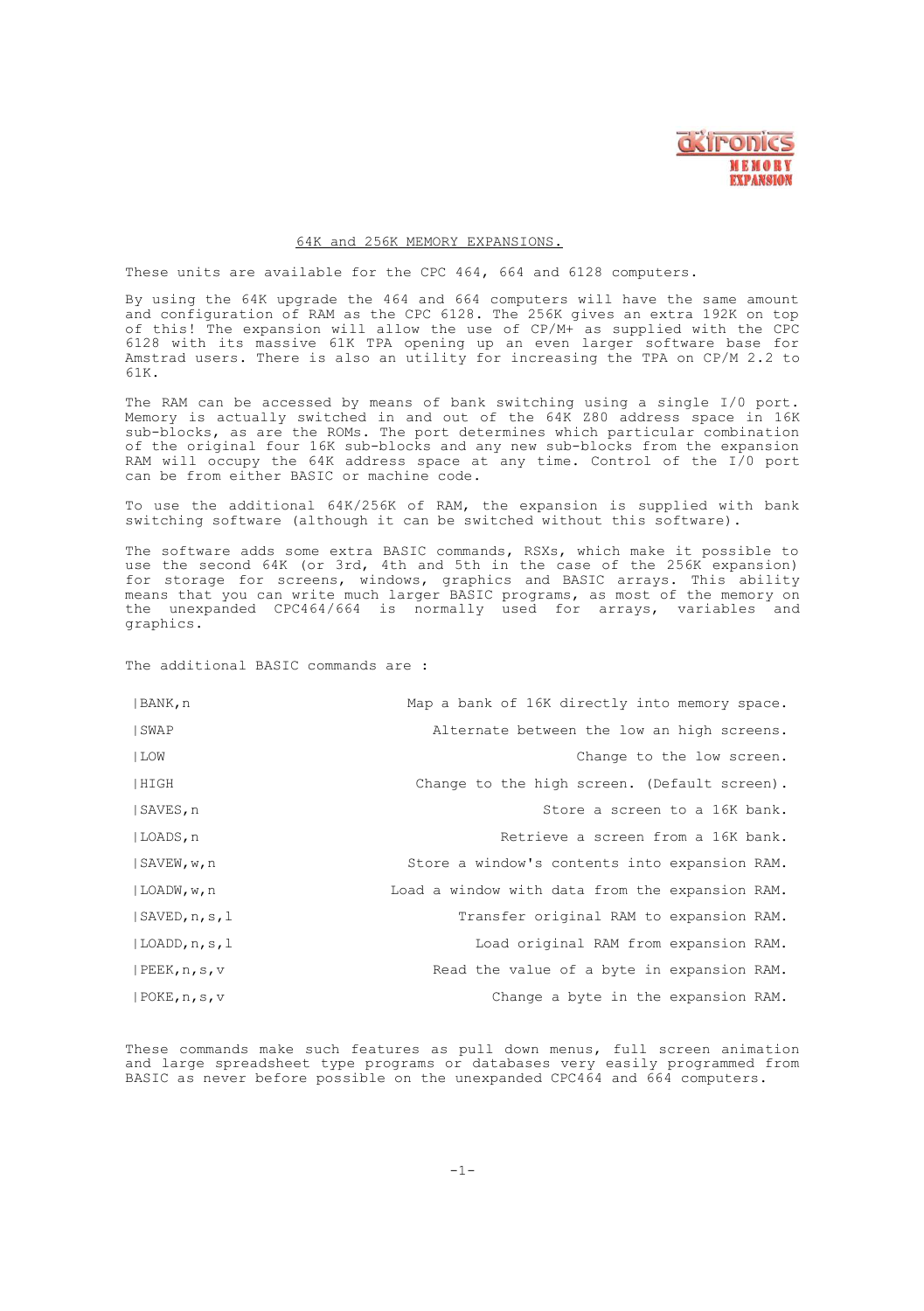## 64K and 256K MEMORY EXPANSIONS.

These units are available for the CPC 464, 664 and 6128 computers.

By using the 64K upgrade the 464 and 664 computers will have the same amount and configuration of RAM as the CPC 6128. The 256K gives an extra 192K on top of this! The expansion will allow the use of CP/M+ as supplied with the CPC 6128 with its massive 61K TPA opening up an even larger software base for Amstrad users. There is also an utility for increasing the TPA on CP/M 2.2 to 61K.

The RAM can be accessed by means of bank switching using a single I/O port. Memory is actually switched in and out of the 64K Z80 address space in 16K sub-blocks, as are the ROMs. The port determines which particular combination of the original four 16K sub-blocks and any new sub-blocks from the expansion RAM will occupy the 64K address space at any time. Control of the I/O port can be from either BASIC or machine code.

To use the additional 64K/256K of RAM, the expansion is supplied with bank switching software (although it can be switched without this software).

The software adds some extra BASIC commands, RSXs, which make it possible to use the second 64K (or 3rd, 4th and 5th in the case of the 256K expansion) for storage for screens, windows, graphics and BASIC arrays. This ability means that you can write much larger BASIC programs, as most of the memory on the unexpanded CPC464/664 is normally used for arrays, variables and graphics.

The additional BASIC commands are :

| | |
|---|---|
| \|BANK,n | Map a bank of 16K directly into memory space. |
| \|SWAP | Alternate between the low an high screens. |
| \|LOW | Change to the low screen. |
| \|HIGH | Change to the high screen. (Default screen). |
| \|SAVES,n | Store a screen to a 16K bank. |
| \|LOADS,n | Retrieve a screen from a 16K bank. |
| \|SAVEW,w,n | Store a window's contents into expansion RAM. |
| \|LOADW,w,n | Load a window with data from the expansion RAM. |
| \|SAVED,n,s,l | Transfer original RAM to expansion RAM. |
| \|LOADD,n,s,l | Load original RAM from expansion RAM. |
| \|PEEK,n,s,v | Read the value of a byte in expansion RAM. |
| \|POKE,n,s,v | Change a byte in the expansion RAM. |

These commands make such features as pull down menus, full screen animation and large spreadsheet type programs or databases very easily programmed from BASIC as never before possible on the unexpanded CPC464 and 664 computers.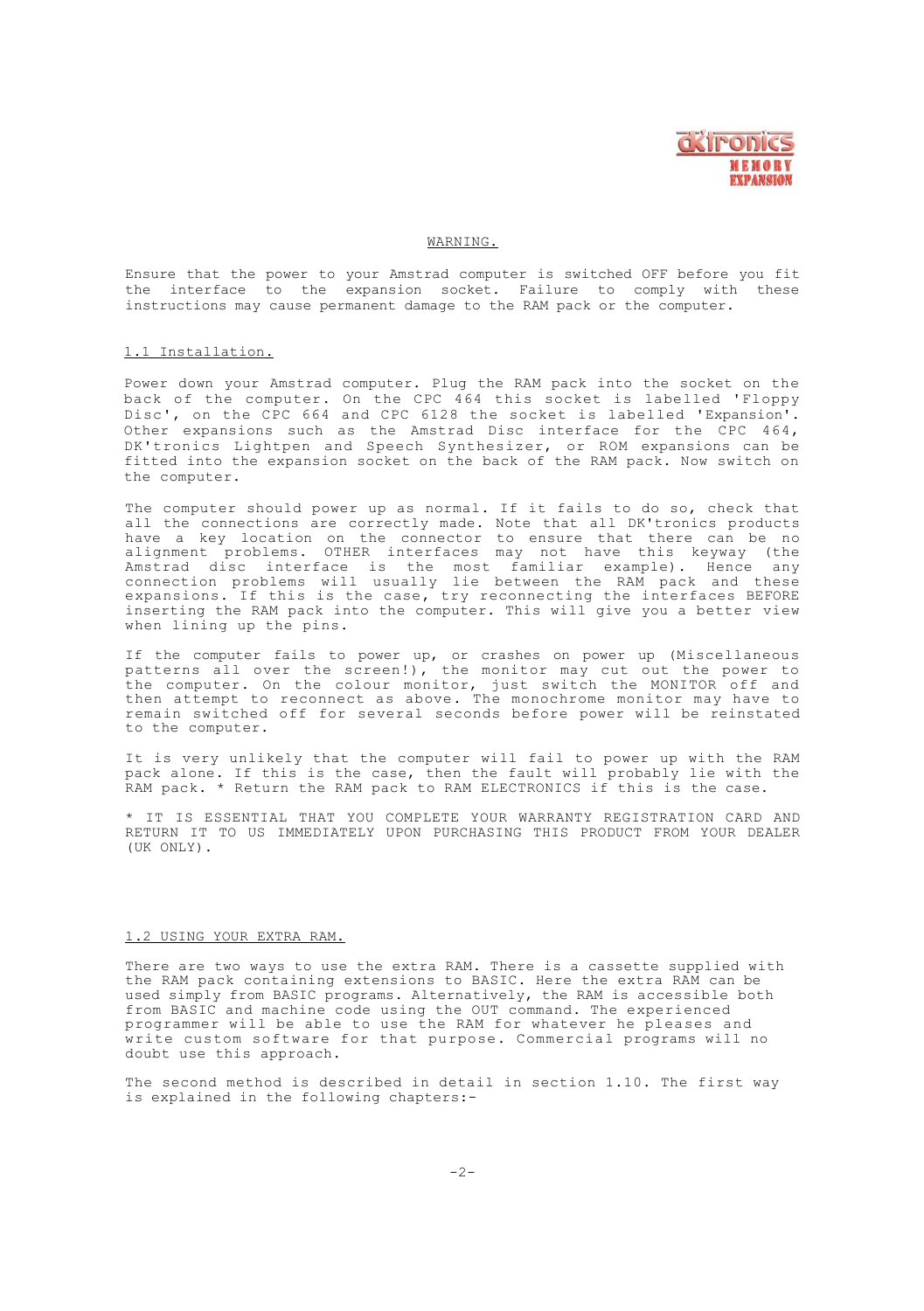## WARNING.

Ensure that the power to your Amstrad computer is switched OFF before you fit the interface to the expansion socket. Failure to comply with these instructions may cause permanent damage to the RAM pack or the computer.

## 1.1 Installation.

Power down your Amstrad computer. Plug the RAM pack into the socket on the back of the computer. On the CPC 464 this socket is labelled 'Floppy Disc', on the CPC 664 and CPC 6128 the socket is labelled 'Expansion'. Other expansions such as the Amstrad Disc interface for the CPC 464, DK'tronics Lightpen and Speech Synthesizer, or ROM expansions can be fitted into the expansion socket on the back of the RAM pack. Now switch on the computer.

The computer should power up as normal. If it fails to do so, check that all the connections are correctly made. Note that all DK'tronics products have a key location on the connector to ensure that there can be no alignment problems. OTHER interfaces may not have this keyway (the Amstrad disc interface is the most familiar example). Hence any connection problems will usually lie between the RAM pack and these expansions. If this is the case, try reconnecting the interfaces BEFORE inserting the RAM pack into the computer. This will give you a better view when lining up the pins.

If the computer fails to power up, or crashes on power up (Miscellaneous patterns all over the screen!), the monitor may cut out the power to the computer. On the colour monitor, just switch the MONITOR off and then attempt to reconnect as above. The monochrome monitor may have to remain switched off for several seconds before power will be reinstated to the computer.

It is very unlikely that the computer will fail to power up with the RAM pack alone. If this is the case, then the fault will probably lie with the RAM pack. * Return the RAM pack to RAM ELECTRONICS if this is the case.

* IT IS ESSENTIAL THAT YOU COMPLETE YOUR WARRANTY REGISTRATION CARD AND RETURN IT TO US IMMEDIATELY UPON PURCHASING THIS PRODUCT FROM YOUR DEALER (UK ONLY).

## 1.2 USING YOUR EXTRA RAM.

There are two ways to use the extra RAM. There is a cassette supplied with the RAM pack containing extensions to BASIC. Here the extra RAM can be used simply from BASIC programs. Alternatively, the RAM is accessible both from BASIC and machine code using the OUT command. The experienced programmer will be able to use the RAM for whatever he pleases and write custom software for that purpose. Commercial programs will no doubt use this approach.

The second method is described in detail in section 1.10. The first way is explained in the following chapters:-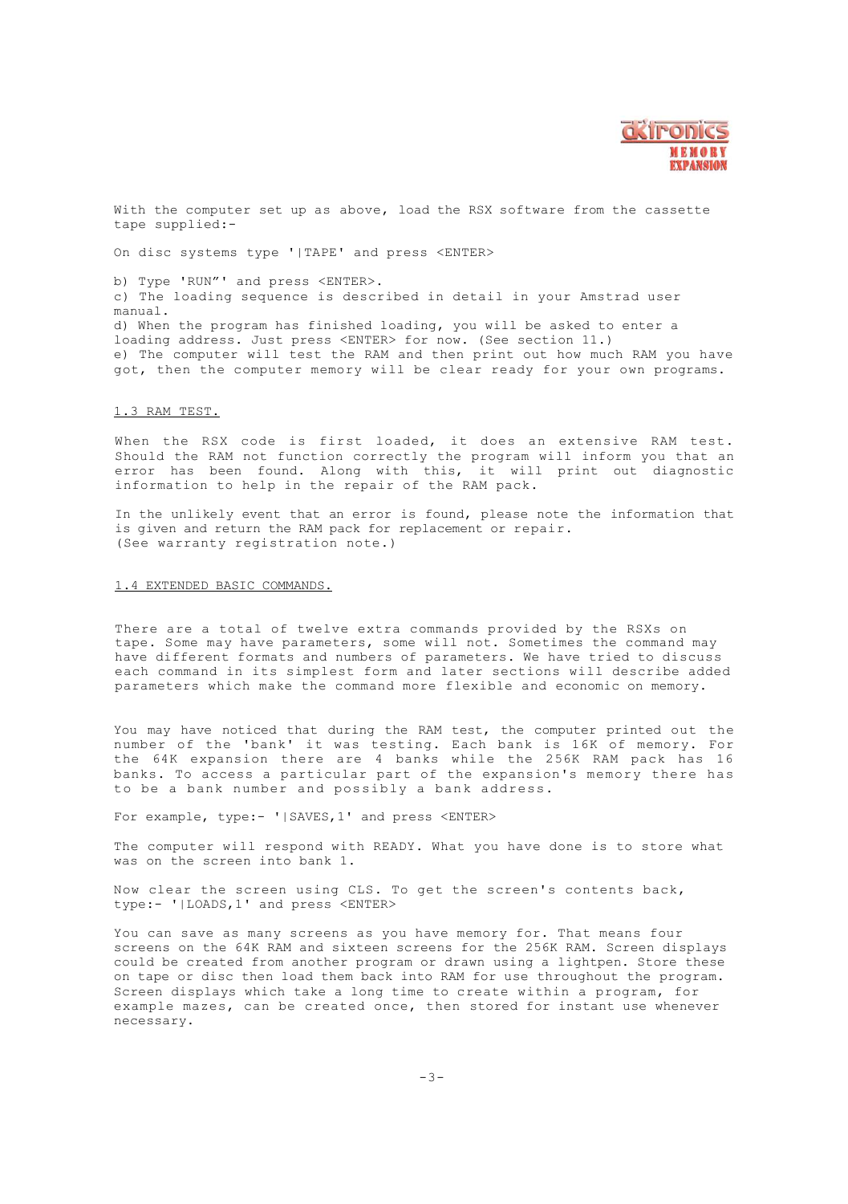With the computer set up as above, load the RSX software from the cassette tape supplied:-

On disc systems type '|TAPE' and press <ENTER>

b) Type 'RUN"' and press <ENTER>.
c) The loading sequence is described in detail in your Amstrad user manual.
d) When the program has finished loading, you will be asked to enter a loading address. Just press <ENTER> for now. (See section 11.)
e) The computer will test the RAM and then print out how much RAM you have got, then the computer memory will be clear ready for your own programs.

## 1.3 RAM TEST.

When the RSX code is first loaded, it does an extensive RAM test. Should the RAM not function correctly the program will inform you that an error has been found. Along with this, it will print out diagnostic information to help in the repair of the RAM pack.

In the unlikely event that an error is found, please note the information that is given and return the RAM pack for replacement or repair. (See warranty registration note.)

## 1.4 EXTENDED BASIC COMMANDS.

There are a total of twelve extra commands provided by the RSXs on tape. Some may have parameters, some will not. Sometimes the command may have different formats and numbers of parameters. We have tried to discuss each command in its simplest form and later sections will describe added parameters which make the command more flexible and economic on memory.

You may have noticed that during the RAM test, the computer printed out the number of the 'bank' it was testing. Each bank is 16K of memory. For the 64K expansion there are 4 banks while the 256K RAM pack has 16 banks. To access a particular part of the expansion's memory there has to be a bank number and possibly a bank address.

For example, type:- '|SAVES,1' and press <ENTER>

The computer will respond with READY. What you have done is to store what was on the screen into bank 1.

Now clear the screen using CLS. To get the screen's contents back, type:- '|LOADS,1' and press <ENTER>

You can save as many screens as you have memory for. That means four screens on the 64K RAM and sixteen screens for the 256K RAM. Screen displays could be created from another program or drawn using a lightpen. Store these on tape or disc then load them back into RAM for use throughout the program. Screen displays which take a long time to create within a program, for example mazes, can be created once, then stored for instant use whenever necessary.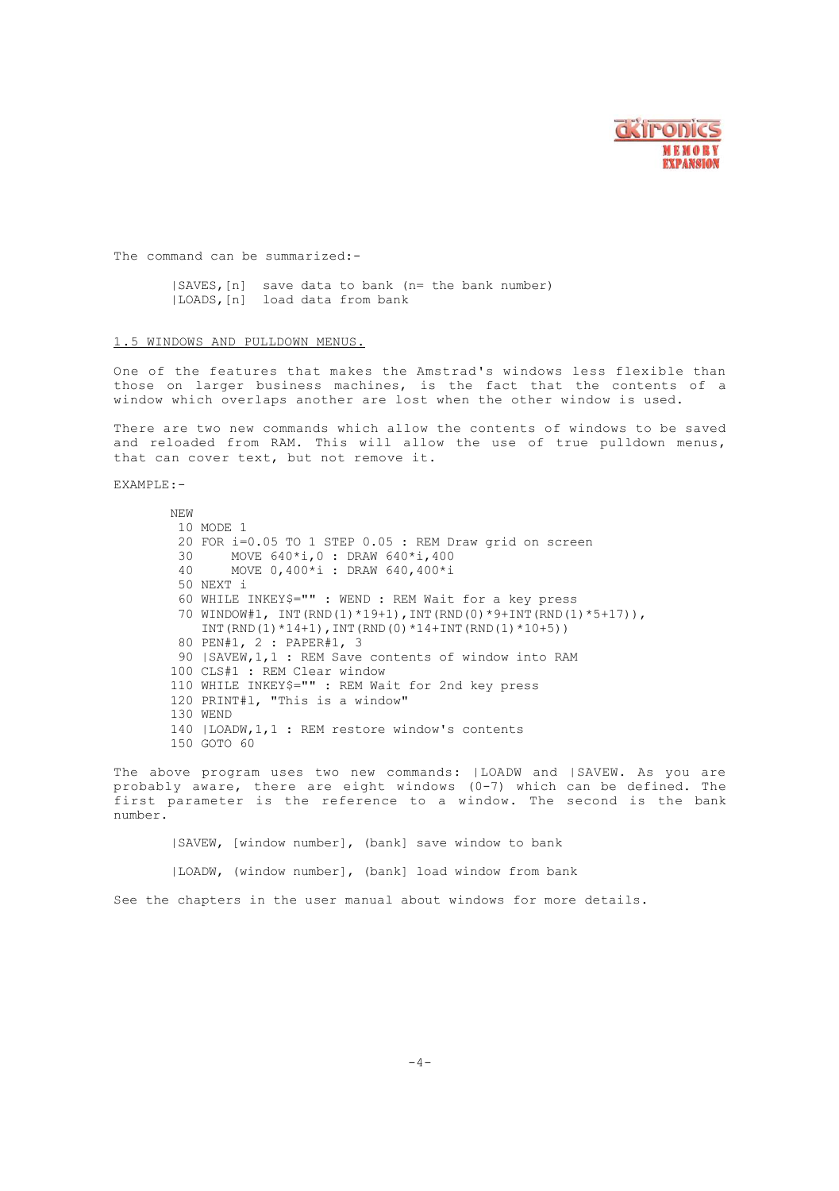The command can be summarized:-

```
|SAVES,[n]  save data to bank (n= the bank number)
|LOADS,[n]  load data from bank
```

## 1.5 WINDOWS AND PULLDOWN MENUS.

One of the features that makes the Amstrad's windows less flexible than those on larger business machines, is the fact that the contents of a window which overlaps another are lost when the other window is used.

There are two new commands which allow the contents of windows to be saved and reloaded from RAM. This will allow the use of true pulldown menus, that can cover text, but not remove it.

EXAMPLE:-

```
NEW
 10 MODE 1
 20 FOR i=0.05 TO 1 STEP 0.05 : REM Draw grid on screen
 30     MOVE 640*i,0 : DRAW 640*i,400
 40     MOVE 0,400*i : DRAW 640,400*i
 50 NEXT i
 60 WHILE INKEY$="" : WEND : REM Wait for a key press
 70 WINDOW#1, INT(RND(1)*19+1),INT(RND(0)*9+INT(RND(1)*5+17)),
    INT(RND(1)*14+1),INT(RND(0)*14+INT(RND(1)*10+5))
 80 PEN#1, 2 : PAPER#1, 3
 90 |SAVEW,1,1 : REM Save contents of window into RAM
100 CLS#1 : REM Clear window
110 WHILE INKEY$="" : REM Wait for 2nd key press
120 PRINT#1, "This is a window"
130 WEND
140 |LOADW,1,1 : REM restore window's contents
150 GOTO 60
```

The above program uses two new commands: |LOADW and |SAVEW. As you are probably aware, there are eight windows (0-7) which can be defined. The first parameter is the reference to a window. The second is the bank number.

```
|SAVEW, [window number], (bank] save window to bank

|LOADW, (window number], (bank] load window from bank
```

See the chapters in the user manual about windows for more details.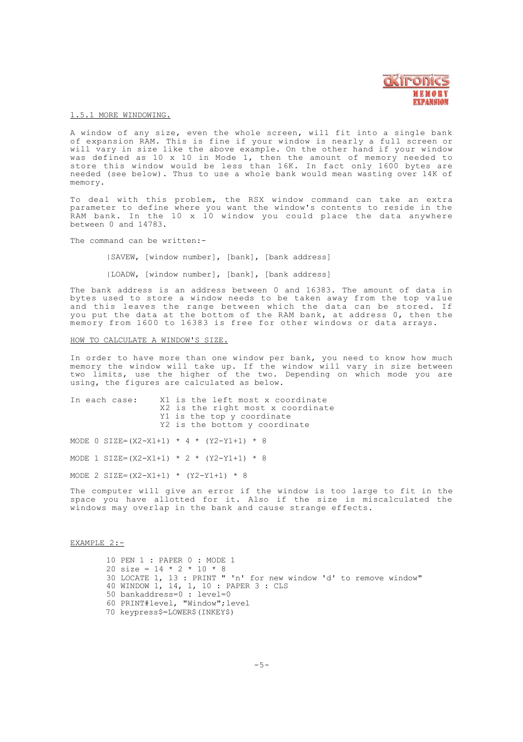## 1.5.1 MORE WINDOWING.

A window of any size, even the whole screen, will fit into a single bank of expansion RAM. This is fine if your window is nearly a full screen or will vary in size like the above example. On the other hand if your window was defined as 10 x 10 in Mode 1, then the amount of memory needed to store this window would be less than 16K. In fact only 1600 bytes are needed (see below). Thus to use a whole bank would mean wasting over 14K of memory.

To deal with this problem, the RSX window command can take an extra parameter to define where you want the window's contents to reside in the RAM bank. In the 10 x 10 window you could place the data anywhere between 0 and 14783.

The command can be written:-

```
|SAVEW, [window number], [bank], [bank address]

|LOADW, [window number], [bank], [bank address]
```

The bank address is an address between 0 and 16383. The amount of data in bytes used to store a window needs to be taken away from the top value and this leaves the range between which the data can be stored. If you put the data at the bottom of the RAM bank, at address 0, then the memory from 1600 to 16383 is free for other windows or data arrays.

### HOW TO CALCULATE A WINDOW'S SIZE.

In order to have more than one window per bank, you need to know how much memory the window will take up. If the window will vary in size between two limits, use the higher of the two. Depending on which mode you are using, the figures are calculated as below.

In each case:
- X1 is the left most x coordinate
- X2 is the right most x coordinate
- Y1 is the top y coordinate
- Y2 is the bottom y coordinate

```
MODE 0 SIZE=(X2-X1+1) * 4 * (Y2-Y1+1) * 8

MODE 1 SIZE=(X2-X1+1) * 2 * (Y2-Y1+1) * 8

MODE 2 SIZE=(X2-X1+1) * (Y2-Y1+1) * 8
```

The computer will give an error if the window is too large to fit in the space you have allotted for it. Also if the size is miscalculated the windows may overlap in the bank and cause strange effects.

### EXAMPLE 2:-

```
10 PEN 1 : PAPER 0 : MODE 1
20 size = 14 * 2 * 10 * 8
30 LOCATE 1, 13 : PRINT " 'n' for new window 'd' to remove window"
40 WINDOW 1, 14, 1, 10 : PAPER 3 : CLS
50 bankaddress=0 : level=0
60 PRINT#level, "Window";level
70 keypress$=LOWER$(INKEY$)
```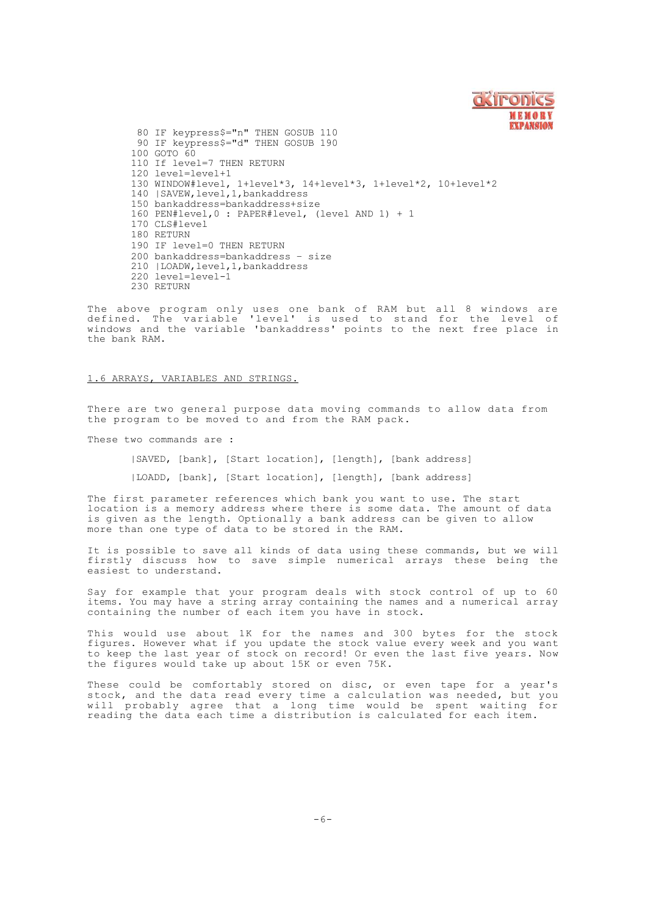```
 80 IF keypress$="n" THEN GOSUB 110
 90 IF keypress$="d" THEN GOSUB 190
100 GOTO 60
110 If level=7 THEN RETURN
120 level=level+1
130 WINDOW#level, 1+level*3, 14+level*3, 1+level*2, 10+level*2
140 |SAVEW,level,1,bankaddress
150 bankaddress=bankaddress+size
160 PEN#level,0 : PAPER#level, (level AND 1) + 1
170 CLS#level
180 RETURN
190 IF level=0 THEN RETURN
200 bankaddress=bankaddress - size
210 |LOADW,level,1,bankaddress
220 level=level-1
230 RETURN
```

The above program only uses one bank of RAM but all 8 windows are defined. The variable 'level' is used to stand for the level of windows and the variable 'bankaddress' points to the next free place in the bank RAM.

## 1.6 ARRAYS, VARIABLES AND STRINGS.

There are two general purpose data moving commands to allow data from the program to be moved to and from the RAM pack.

These two commands are :

```
|SAVED, [bank], [Start location], [length], [bank address]

|LOADD, [bank], [Start location], [length], [bank address]
```

The first parameter references which bank you want to use. The start location is a memory address where there is some data. The amount of data is given as the length. Optionally a bank address can be given to allow more than one type of data to be stored in the RAM.

It is possible to save all kinds of data using these commands, but we will firstly discuss how to save simple numerical arrays these being the easiest to understand.

Say for example that your program deals with stock control of up to 60 items. You may have a string array containing the names and a numerical array containing the number of each item you have in stock.

This would use about 1K for the names and 300 bytes for the stock figures. However what if you update the stock value every week and you want to keep the last year of stock on record! Or even the last five years. Now the figures would take up about 15K or even 75K.

These could be comfortably stored on disc, or even tape for a year's stock, and the data read every time a calculation was needed, but you will probably agree that a long time would be spent waiting for reading the data each time a distribution is calculated for each item.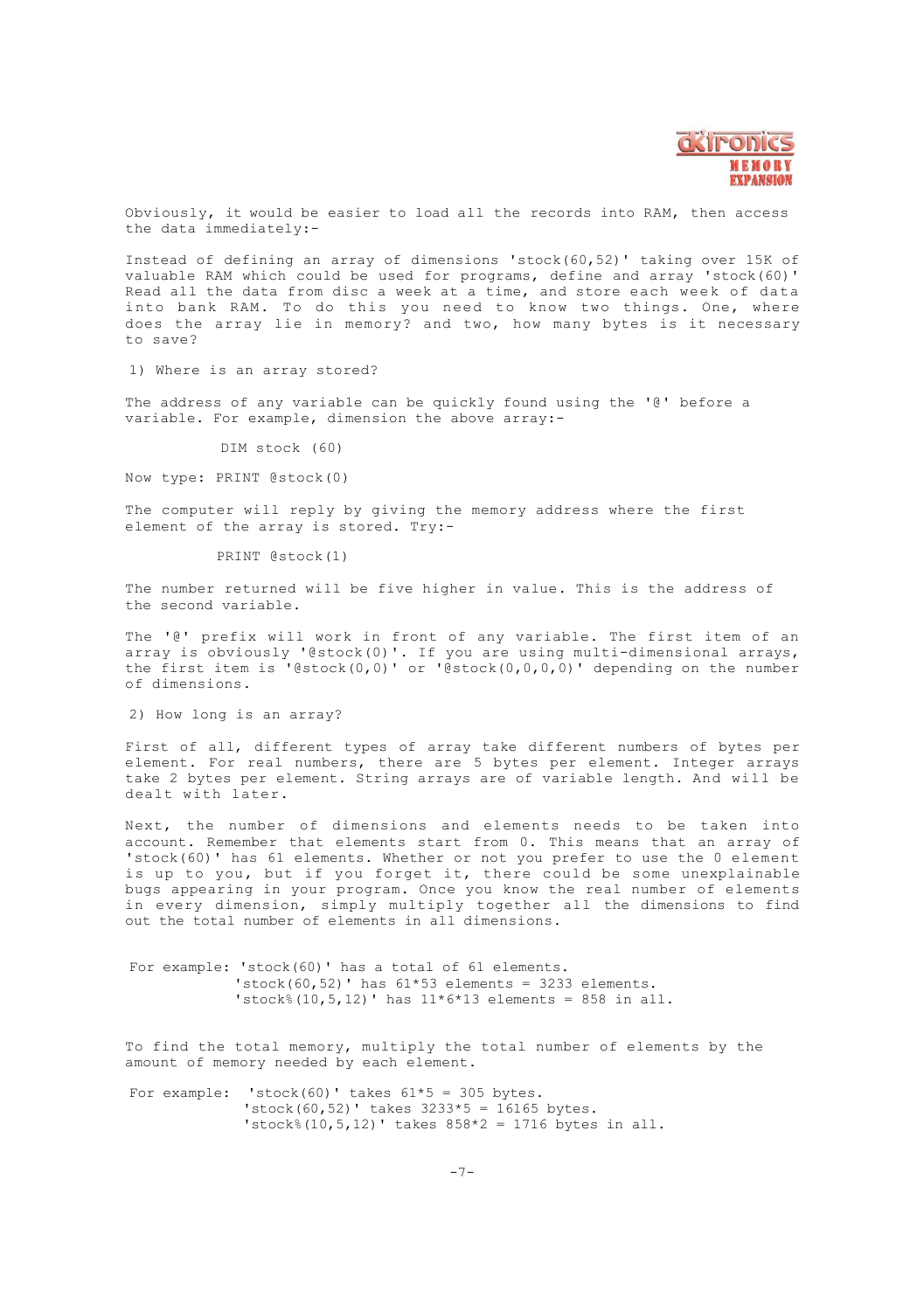Obviously, it would be easier to load all the records into RAM, then access the data immediately:-

Instead of defining an array of dimensions 'stock(60,52)' taking over 15K of valuable RAM which could be used for programs, define and array 'stock(60)' Read all the data from disc a week at a time, and store each week of data into bank RAM. To do this you need to know two things. One, where does the array lie in memory? and two, how many bytes is it necessary to save?

1) Where is an array stored?

The address of any variable can be quickly found using the '@' before a variable. For example, dimension the above array:-

```
DIM stock (60)
```

Now type: PRINT @stock(0)

The computer will reply by giving the memory address where the first element of the array is stored. Try:-

```
PRINT @stock(1)
```

The number returned will be five higher in value. This is the address of the second variable.

The '@' prefix will work in front of any variable. The first item of an array is obviously '@stock(0)'. If you are using multi-dimensional arrays, the first item is '@stock(0,0)' or '@stock(0,0,0,0)' depending on the number of dimensions.

2) How long is an array?

First of all, different types of array take different numbers of bytes per element. For real numbers, there are 5 bytes per element. Integer arrays take 2 bytes per element. String arrays are of variable length. And will be dealt with later.

Next, the number of dimensions and elements needs to be taken into account. Remember that elements start from 0. This means that an array of 'stock(60)' has 61 elements. Whether or not you prefer to use the 0 element is up to you, but if you forget it, there could be some unexplainable bugs appearing in your program. Once you know the real number of elements in every dimension, simply multiply together all the dimensions to find out the total number of elements in all dimensions.

```
For example: 'stock(60)' has a total of 61 elements.
             'stock(60,52)' has 61*53 elements = 3233 elements.
             'stock%(10,5,12)' has 11*6*13 elements = 858 in all.
```

To find the total memory, multiply the total number of elements by the amount of memory needed by each element.

```
For example:  'stock(60)' takes 61*5 = 305 bytes.
              'stock(60,52)' takes 3233*5 = 16165 bytes.
              'stock%(10,5,12)' takes 858*2 = 1716 bytes in all.
```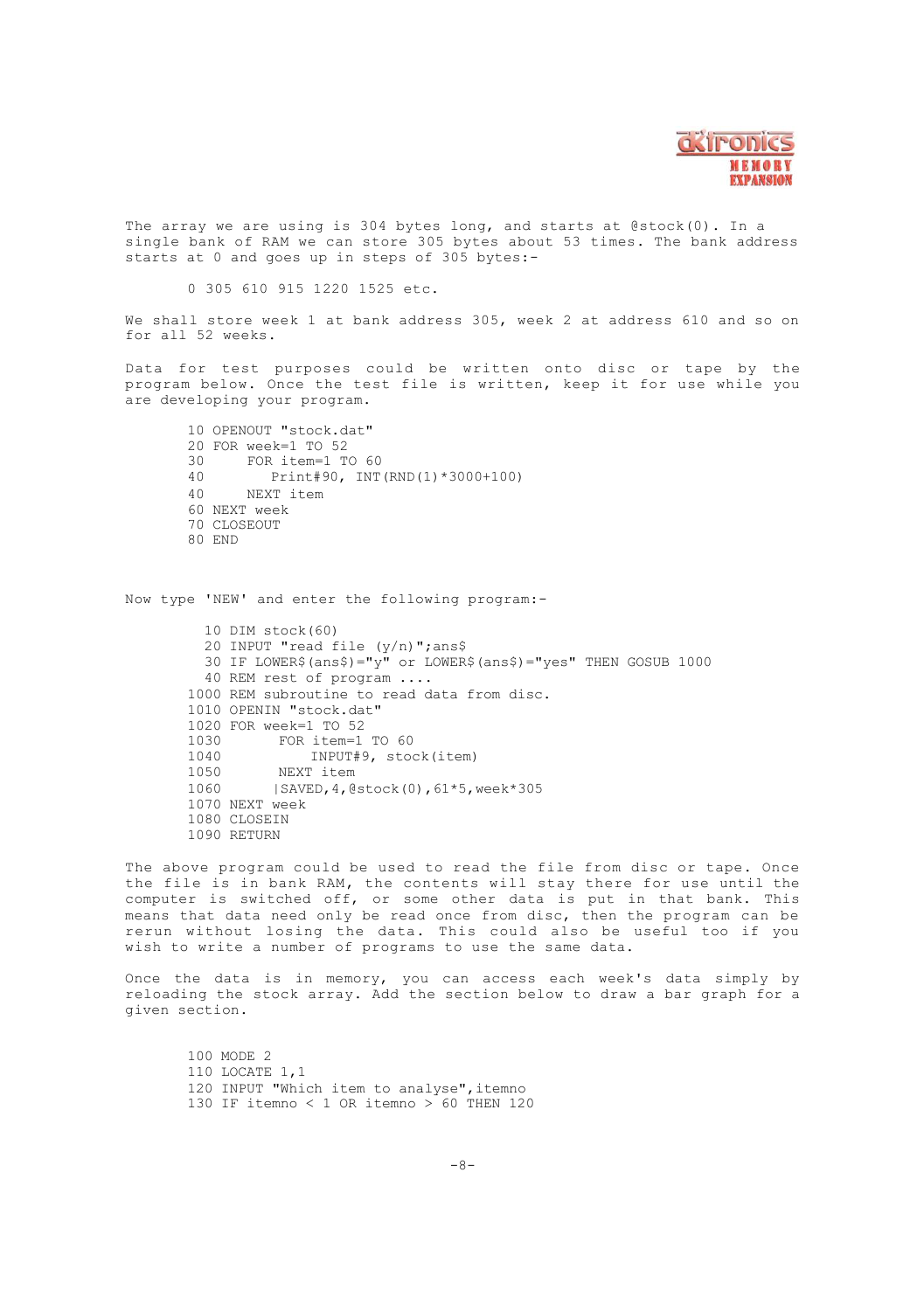The array we are using is 304 bytes long, and starts at @stock(0). In a single bank of RAM we can store 305 bytes about 53 times. The bank address starts at 0 and goes up in steps of 305 bytes:-

```
0 305 610 915 1220 1525 etc.
```

We shall store week 1 at bank address 305, week 2 at address 610 and so on for all 52 weeks.

Data for test purposes could be written onto disc or tape by the program below. Once the test file is written, keep it for use while you are developing your program.

```
10 OPENOUT "stock.dat"
20 FOR week=1 TO 52
30     FOR item=1 TO 60
40        Print#90, INT(RND(1)*3000+100)
40     NEXT item
60 NEXT week
70 CLOSEOUT
80 END
```

Now type 'NEW' and enter the following program:-

```
  10 DIM stock(60)
  20 INPUT "read file (y/n)";ans$
  30 IF LOWER$(ans$)="y" or LOWER$(ans$)="yes" THEN GOSUB 1000
  40 REM rest of program ....
1000 REM subroutine to read data from disc.
1010 OPENIN "stock.dat"
1020 FOR week=1 TO 52
1030       FOR item=1 TO 60
1040           INPUT#9, stock(item)
1050       NEXT item
1060      |SAVED,4,@stock(0),61*5,week*305
1070 NEXT week
1080 CLOSEIN
1090 RETURN
```

The above program could be used to read the file from disc or tape. Once the file is in bank RAM, the contents will stay there for use until the computer is switched off, or some other data is put in that bank. This means that data need only be read once from disc, then the program can be rerun without losing the data. This could also be useful too if you wish to write a number of programs to use the same data.

Once the data is in memory, you can access each week's data simply by reloading the stock array. Add the section below to draw a bar graph for a given section.

```
100 MODE 2
110 LOCATE 1,1
120 INPUT "Which item to analyse",itemno
130 IF itemno < 1 OR itemno > 60 THEN 120
```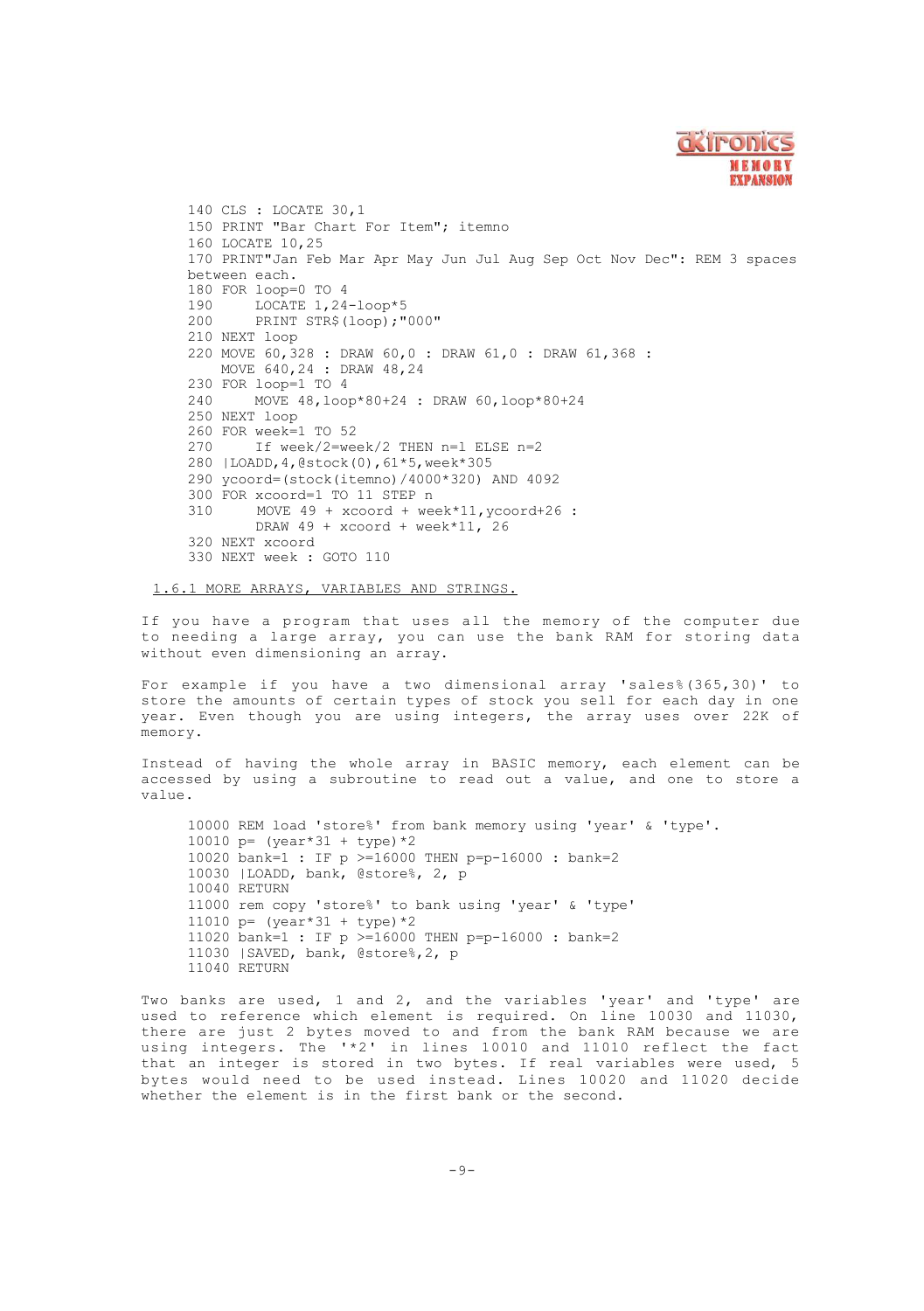```
140 CLS : LOCATE 30,1
150 PRINT "Bar Chart For Item"; itemno
160 LOCATE 10,25
170 PRINT"Jan Feb Mar Apr May Jun Jul Aug Sep Oct Nov Dec": REM 3 spaces
between each.
180 FOR loop=0 TO 4
190     LOCATE 1,24-loop*5
200     PRINT STR$(loop);"000"
210 NEXT loop
220 MOVE 60,328 : DRAW 60,0 : DRAW 61,0 : DRAW 61,368 :
    MOVE 640,24 : DRAW 48,24
230 FOR loop=1 TO 4
240     MOVE 48,loop*80+24 : DRAW 60,loop*80+24
250 NEXT loop
260 FOR week=1 TO 52
270     If week/2=week/2 THEN n=1 ELSE n=2
280 |LOADD,4,@stock(0),61*5,week*305
290 ycoord=(stock(itemno)/4000*320) AND 4092
300 FOR xcoord=1 TO 11 STEP n
310     MOVE 49 + xcoord + week*11,ycoord+26 :
        DRAW 49 + xcoord + week*11, 26
320 NEXT xcoord
330 NEXT week : GOTO 110
```

## 1.6.1 MORE ARRAYS, VARIABLES AND STRINGS.

If you have a program that uses all the memory of the computer due to needing a large array, you can use the bank RAM for storing data without even dimensioning an array.

For example if you have a two dimensional array 'sales%(365,30)' to store the amounts of certain types of stock you sell for each day in one year. Even though you are using integers, the array uses over 22K of memory.

Instead of having the whole array in BASIC memory, each element can be accessed by using a subroutine to read out a value, and one to store a value.

```
10000 REM load 'store%' from bank memory using 'year' & 'type'.
10010 p= (year*31 + type)*2
10020 bank=1 : IF p >=16000 THEN p=p-16000 : bank=2
10030 |LOADD, bank, @store%, 2, p
10040 RETURN
11000 rem copy 'store%' to bank using 'year' & 'type'
11010 p= (year*31 + type)*2
11020 bank=1 : IF p >=16000 THEN p=p-16000 : bank=2
11030 |SAVED, bank, @store%,2, p
11040 RETURN
```

Two banks are used, 1 and 2, and the variables 'year' and 'type' are used to reference which element is required. On line 10030 and 11030, there are just 2 bytes moved to and from the bank RAM because we are using integers. The '*2' in lines 10010 and 11010 reflect the fact that an integer is stored in two bytes. If real variables were used, 5 bytes would need to be used instead. Lines 10020 and 11020 decide whether the element is in the first bank or the second.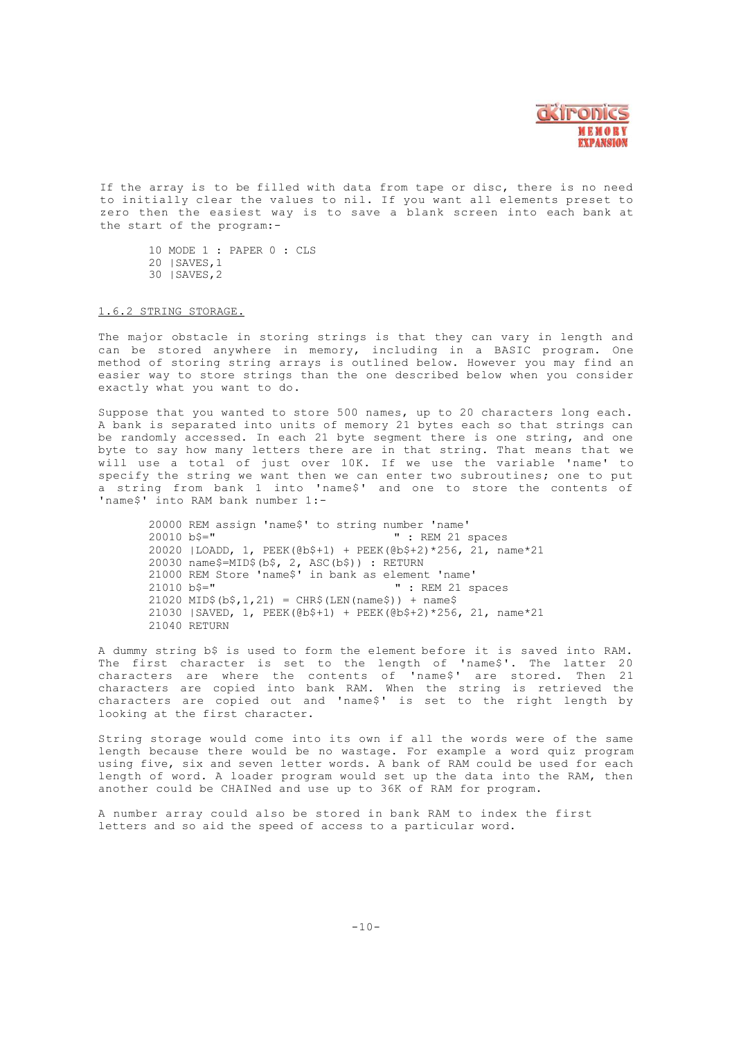If the array is to be filled with data from tape or disc, there is no need to initially clear the values to nil. If you want all elements preset to zero then the easiest way is to save a blank screen into each bank at the start of the program:-

```
10 MODE 1 : PAPER 0 : CLS
20 |SAVES,1
30 |SAVES,2
```

## 1.6.2 STRING STORAGE.

The major obstacle in storing strings is that they can vary in length and can be stored anywhere in memory, including in a BASIC program. One method of storing string arrays is outlined below. However you may find an easier way to store strings than the one described below when you consider exactly what you want to do.

Suppose that you wanted to store 500 names, up to 20 characters long each. A bank is separated into units of memory 21 bytes each so that strings can be randomly accessed. In each 21 byte segment there is one string, and one byte to say how many letters there are in that string. That means that we will use a total of just over 10K. If we use the variable 'name' to specify the string we want then we can enter two subroutines; one to put a string from bank 1 into 'name$' and one to store the contents of 'name$' into RAM bank number 1:-

```
20000 REM assign 'name$' to string number 'name'
20010 b$="                     " : REM 21 spaces
20020 |LOADD, 1, PEEK(@b$+1) + PEEK(@b$+2)*256, 21, name*21
20030 name$=MID$(b$, 2, ASC(b$)) : RETURN
21000 REM Store 'name$' in bank as element 'name'
21010 b$="                     " : REM 21 spaces
21020 MID$(b$,1,21) = CHR$(LEN(name$)) + name$
21030 |SAVED, 1, PEEK(@b$+1) + PEEK(@b$+2)*256, 21, name*21
21040 RETURN
```

A dummy string b$ is used to form the element before it is saved into RAM. The first character is set to the length of 'name$'. The latter 20 characters are where the contents of 'name$' are stored. Then 21 characters are copied into bank RAM. When the string is retrieved the characters are copied out and 'name$' is set to the right length by looking at the first character.

String storage would come into its own if all the words were of the same length because there would be no wastage. For example a word quiz program using five, six and seven letter words. A bank of RAM could be used for each length of word. A loader program would set up the data into the RAM, then another could be CHAINed and use up to 36K of RAM for program.

A number array could also be stored in bank RAM to index the first letters and so aid the speed of access to a particular word.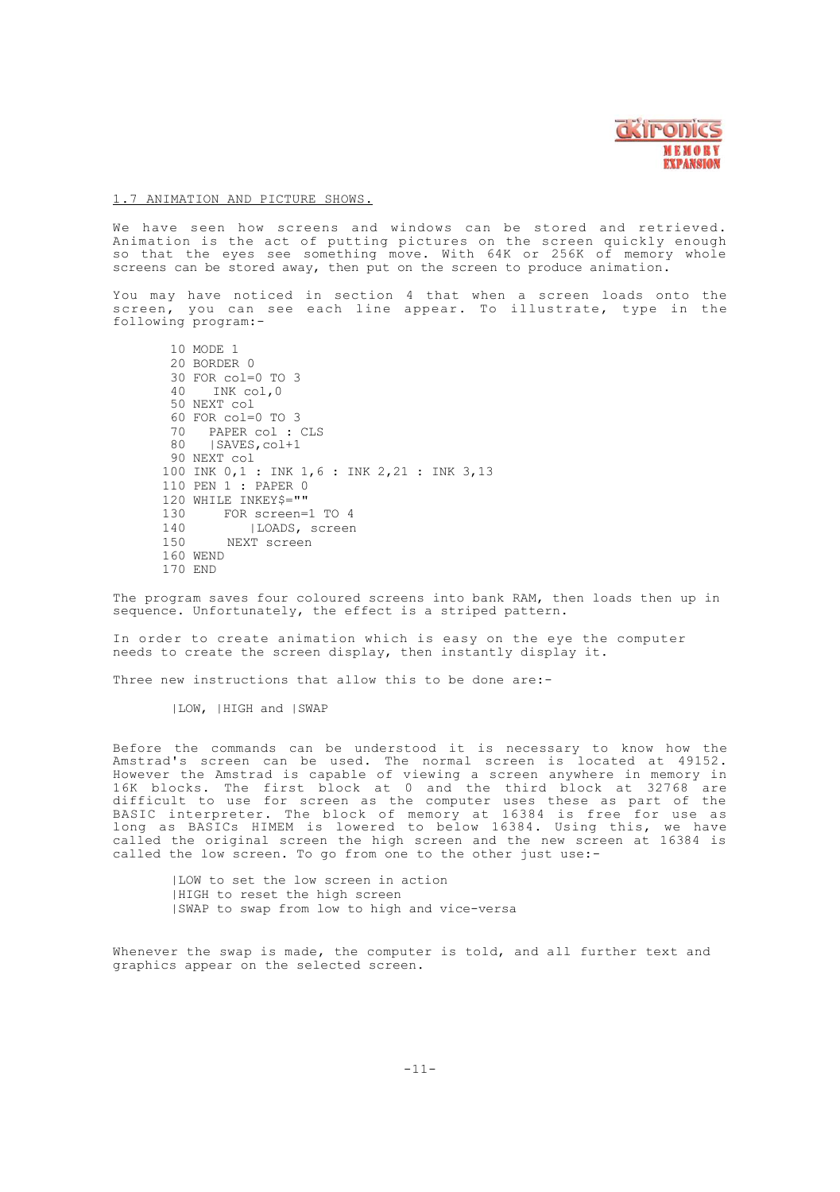## 1.7 ANIMATION AND PICTURE SHOWS.

We have seen how screens and windows can be stored and retrieved. Animation is the act of putting pictures on the screen quickly enough so that the eyes see something move. With 64K or 256K of memory whole screens can be stored away, then put on the screen to produce animation.

You may have noticed in section 4 that when a screen loads onto the screen, you can see each line appear. To illustrate, type in the following program:-

```
 10 MODE 1
 20 BORDER 0
 30 FOR col=0 TO 3
 40   INK col,0
 50 NEXT col
 60 FOR col=0 TO 3
 70   PAPER col : CLS
 80   |SAVES,col+1
 90 NEXT col
100 INK 0,1 : INK 1,6 : INK 2,21 : INK 3,13
110 PEN 1 : PAPER 0
120 WHILE INKEY$=""
130     FOR screen=1 TO 4
140        |LOADS, screen
150     NEXT screen
160 WEND
170 END
```

The program saves four coloured screens into bank RAM, then loads then up in sequence. Unfortunately, the effect is a striped pattern.

In order to create animation which is easy on the eye the computer needs to create the screen display, then instantly display it.

Three new instructions that allow this to be done are:-

|LOW, |HIGH and |SWAP

Before the commands can be understood it is necessary to know how the Amstrad's screen can be used. The normal screen is located at 49152. However the Amstrad is capable of viewing a screen anywhere in memory in 16K blocks. The first block at 0 and the third block at 32768 are difficult to use for screen as the computer uses these as part of the BASIC interpreter. The block of memory at 16384 is free for use as long as BASICs HIMEM is lowered to below 16384. Using this, we have called the original screen the high screen and the new screen at 16384 is called the low screen. To go from one to the other just use:-

|LOW to set the low screen in action
|HIGH to reset the high screen
|SWAP to swap from low to high and vice-versa

Whenever the swap is made, the computer is told, and all further text and graphics appear on the selected screen.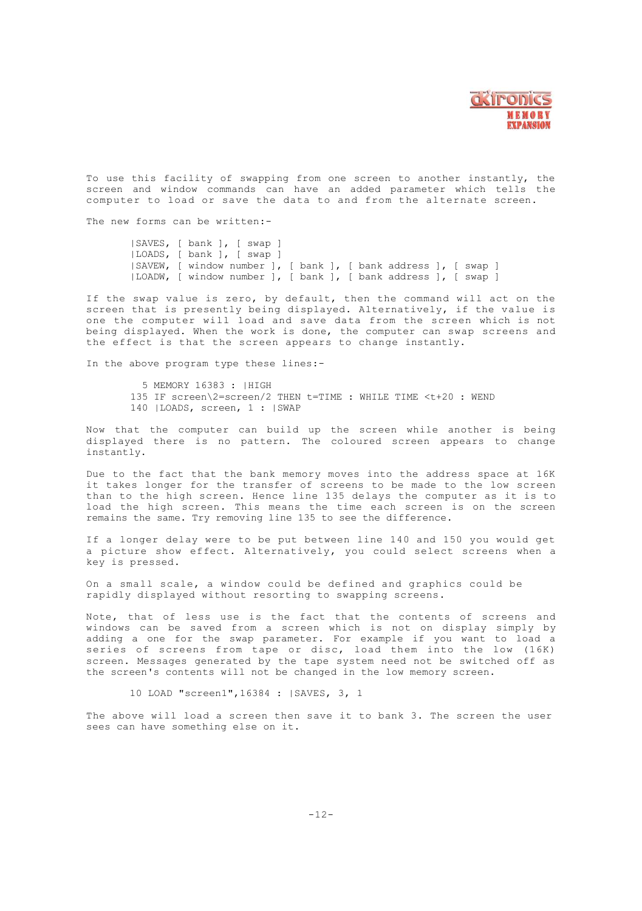To use this facility of swapping from one screen to another instantly, the screen and window commands can have an added parameter which tells the computer to load or save the data to and from the alternate screen.

The new forms can be written:-

```
|SAVES, [ bank ], [ swap ]
|LOADS, [ bank ], [ swap ]
|SAVEW, [ window number ], [ bank ], [ bank address ], [ swap ]
|LOADW, [ window number ], [ bank ], [ bank address ], [ swap ]
```

If the swap value is zero, by default, then the command will act on the screen that is presently being displayed. Alternatively, if the value is one the computer will load and save data from the screen which is not being displayed. When the work is done, the computer can swap screens and the effect is that the screen appears to change instantly.

In the above program type these lines:-

```
  5 MEMORY 16383 : |HIGH
135 IF screen\2=screen/2 THEN t=TIME : WHILE TIME <t+20 : WEND
140 |LOADS, screen, 1 : |SWAP
```

Now that the computer can build up the screen while another is being displayed there is no pattern. The coloured screen appears to change instantly.

Due to the fact that the bank memory moves into the address space at 16K it takes longer for the transfer of screens to be made to the low screen than to the high screen. Hence line 135 delays the computer as it is to load the high screen. This means the time each screen is on the screen remains the same. Try removing line 135 to see the difference.

If a longer delay were to be put between line 140 and 150 you would get a picture show effect. Alternatively, you could select screens when a key is pressed.

On a small scale, a window could be defined and graphics could be rapidly displayed without resorting to swapping screens.

Note, that of less use is the fact that the contents of screens and windows can be saved from a screen which is not on display simply by adding a one for the swap parameter. For example if you want to load a series of screens from tape or disc, load them into the low (16K) screen. Messages generated by the tape system need not be switched off as the screen's contents will not be changed in the low memory screen.

```
10 LOAD "screen1",16384 : |SAVES, 3, 1
```

The above will load a screen then save it to bank 3. The screen the user sees can have something else on it.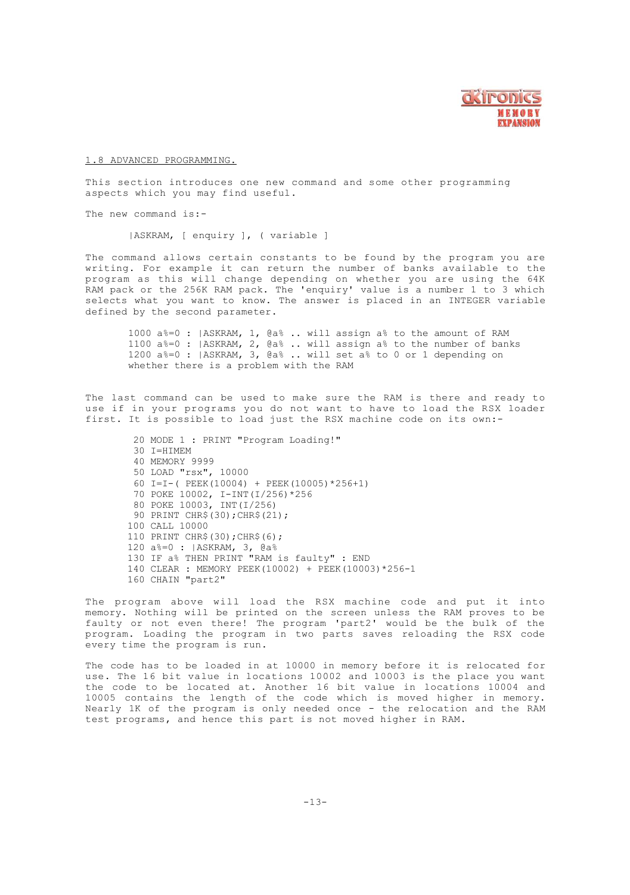## 1.8 ADVANCED PROGRAMMING.

This section introduces one new command and some other programming aspects which you may find useful.

The new command is:-

```
|ASKRAM, [ enquiry ], ( variable ]
```

The command allows certain constants to be found by the program you are writing. For example it can return the number of banks available to the program as this will change depending on whether you are using the 64K RAM pack or the 256K RAM pack. The 'enquiry' value is a number 1 to 3 which selects what you want to know. The answer is placed in an INTEGER variable defined by the second parameter.

```
1000 a%=0 : |ASKRAM, 1, @a% .. will assign a% to the amount of RAM
1100 a%=0 : |ASKRAM, 2, @a% .. will assign a% to the number of banks
1200 a%=0 : |ASKRAM, 3, @a% .. will set a% to 0 or 1 depending on
whether there is a problem with the RAM
```

The last command can be used to make sure the RAM is there and ready to use if in your programs you do not want to have to load the RSX loader first. It is possible to load just the RSX machine code on its own:-

```
 20 MODE 1 : PRINT "Program Loading!"
 30 I=HIMEM
 40 MEMORY 9999
 50 LOAD "rsx", 10000
 60 I=I-( PEEK(10004) + PEEK(10005)*256+1)
 70 POKE 10002, I-INT(I/256)*256
 80 POKE 10003, INT(I/256)
 90 PRINT CHR$(30);CHR$(21);
100 CALL 10000
110 PRINT CHR$(30);CHR$(6);
120 a%=0 : |ASKRAM, 3, @a%
130 IF a% THEN PRINT "RAM is faulty" : END
140 CLEAR : MEMORY PEEK(10002) + PEEK(10003)*256-1
160 CHAIN "part2"
```

The program above will load the RSX machine code and put it into memory. Nothing will be printed on the screen unless the RAM proves to be faulty or not even there! The program 'part2' would be the bulk of the program. Loading the program in two parts saves reloading the RSX code every time the program is run.

The code has to be loaded in at 10000 in memory before it is relocated for use. The 16 bit value in locations 10002 and 10003 is the place you want the code to be located at. Another 16 bit value in locations 10004 and 10005 contains the length of the code which is moved higher in memory. Nearly 1K of the program is only needed once - the relocation and the RAM test programs, and hence this part is not moved higher in RAM.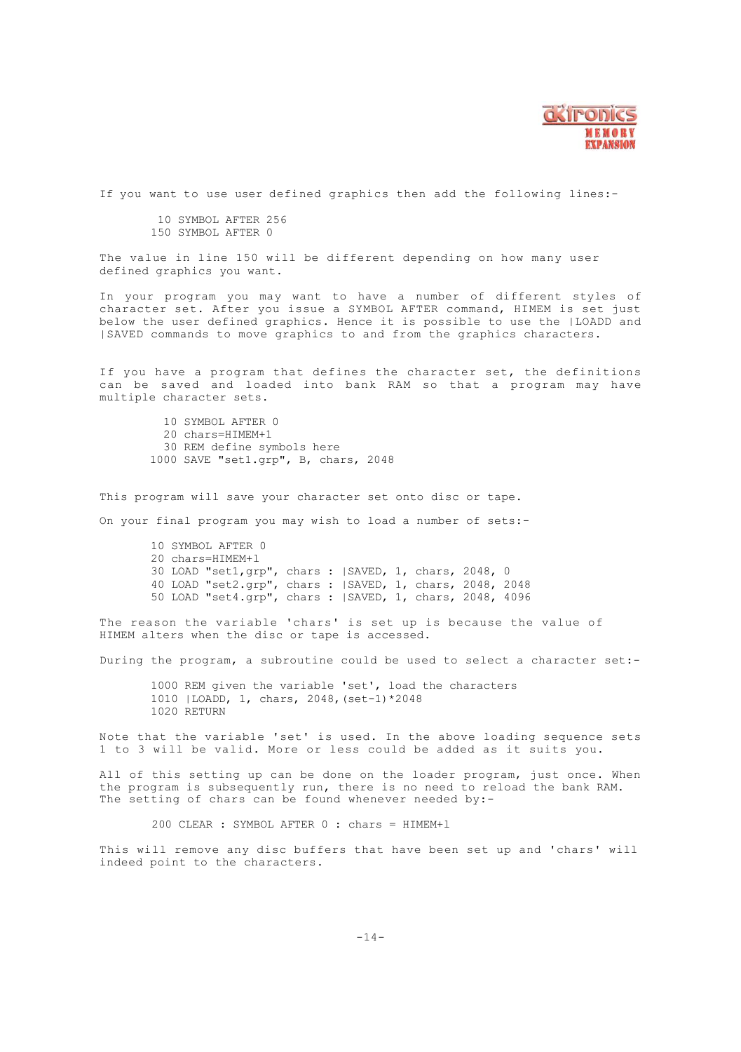If you want to use user defined graphics then add the following lines:-

```
 10 SYMBOL AFTER 256
150 SYMBOL AFTER 0
```

The value in line 150 will be different depending on how many user defined graphics you want.

In your program you may want to have a number of different styles of character set. After you issue a SYMBOL AFTER command, HIMEM is set just below the user defined graphics. Hence it is possible to use the |LOADD and |SAVED commands to move graphics to and from the graphics characters.

If you have a program that defines the character set, the definitions can be saved and loaded into bank RAM so that a program may have multiple character sets.

```
  10 SYMBOL AFTER 0
  20 chars=HIMEM+1
  30 REM define symbols here
1000 SAVE "set1.grp", B, chars, 2048
```

This program will save your character set onto disc or tape.

On your final program you may wish to load a number of sets:-

```
10 SYMBOL AFTER 0
20 chars=HIMEM+1
30 LOAD "set1,grp", chars : |SAVED, 1, chars, 2048, 0
40 LOAD "set2.grp", chars : |SAVED, 1, chars, 2048, 2048
50 LOAD "set4.grp", chars : |SAVED, 1, chars, 2048, 4096
```

The reason the variable 'chars' is set up is because the value of HIMEM alters when the disc or tape is accessed.

During the program, a subroutine could be used to select a character set:-

```
1000 REM given the variable 'set', load the characters
1010 |LOADD, 1, chars, 2048,(set-1)*2048
1020 RETURN
```

Note that the variable 'set' is used. In the above loading sequence sets 1 to 3 will be valid. More or less could be added as it suits you.

All of this setting up can be done on the loader program, just once. When the program is subsequently run, there is no need to reload the bank RAM. The setting of chars can be found whenever needed by:-

```
200 CLEAR : SYMBOL AFTER 0 : chars = HIMEM+1
```

This will remove any disc buffers that have been set up and 'chars' will indeed point to the characters.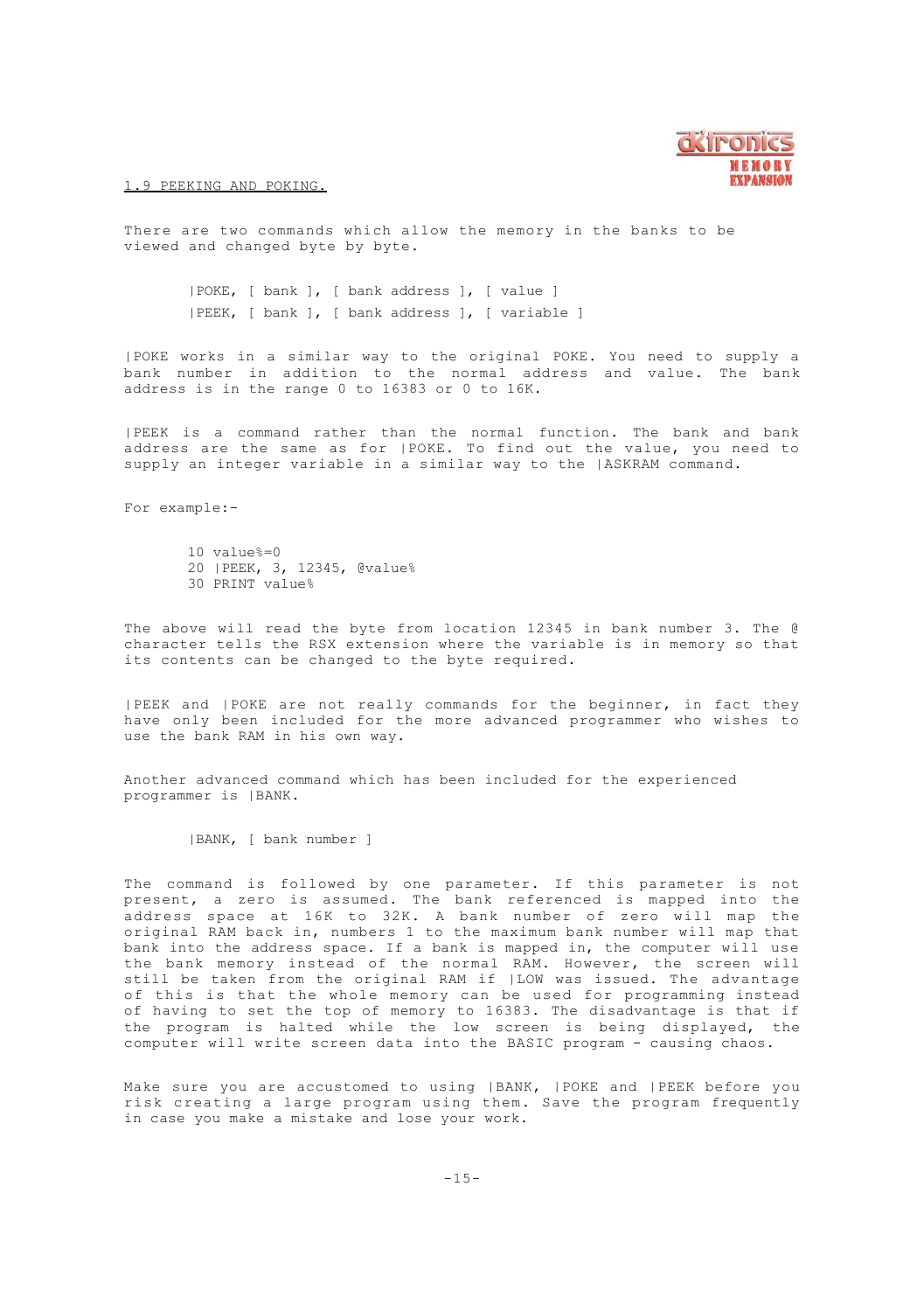## 1.9 PEEKING AND POKING.

There are two commands which allow the memory in the banks to be viewed and changed byte by byte.

```
|POKE, [ bank ], [ bank address ], [ value ]
|PEEK, [ bank ], [ bank address ], [ variable ]
```

|POKE works in a similar way to the original POKE. You need to supply a bank number in addition to the normal address and value. The bank address is in the range 0 to 16383 or 0 to 16K.

|PEEK is a command rather than the normal function. The bank and bank address are the same as for |POKE. To find out the value, you need to supply an integer variable in a similar way to the |ASKRAM command.

For example:-

```
10 value%=0
20 |PEEK, 3, 12345, @value%
30 PRINT value%
```

The above will read the byte from location 12345 in bank number 3. The @ character tells the RSX extension where the variable is in memory so that its contents can be changed to the byte required.

|PEEK and |POKE are not really commands for the beginner, in fact they have only been included for the more advanced programmer who wishes to use the bank RAM in his own way.

Another advanced command which has been included for the experienced programmer is |BANK.

```
|BANK, [ bank number ]
```

The command is followed by one parameter. If this parameter is not present, a zero is assumed. The bank referenced is mapped into the address space at 16K to 32K. A bank number of zero will map the original RAM back in, numbers 1 to the maximum bank number will map that bank into the address space. If a bank is mapped in, the computer will use the bank memory instead of the normal RAM. However, the screen will still be taken from the original RAM if |LOW was issued. The advantage of this is that the whole memory can be used for programming instead of having to set the top of memory to 16383. The disadvantage is that if the program is halted while the low screen is being displayed, the computer will write screen data into the BASIC program - causing chaos.

Make sure you are accustomed to using |BANK, |POKE and |PEEK before you risk creating a large program using them. Save the program frequently in case you make a mistake and lose your work.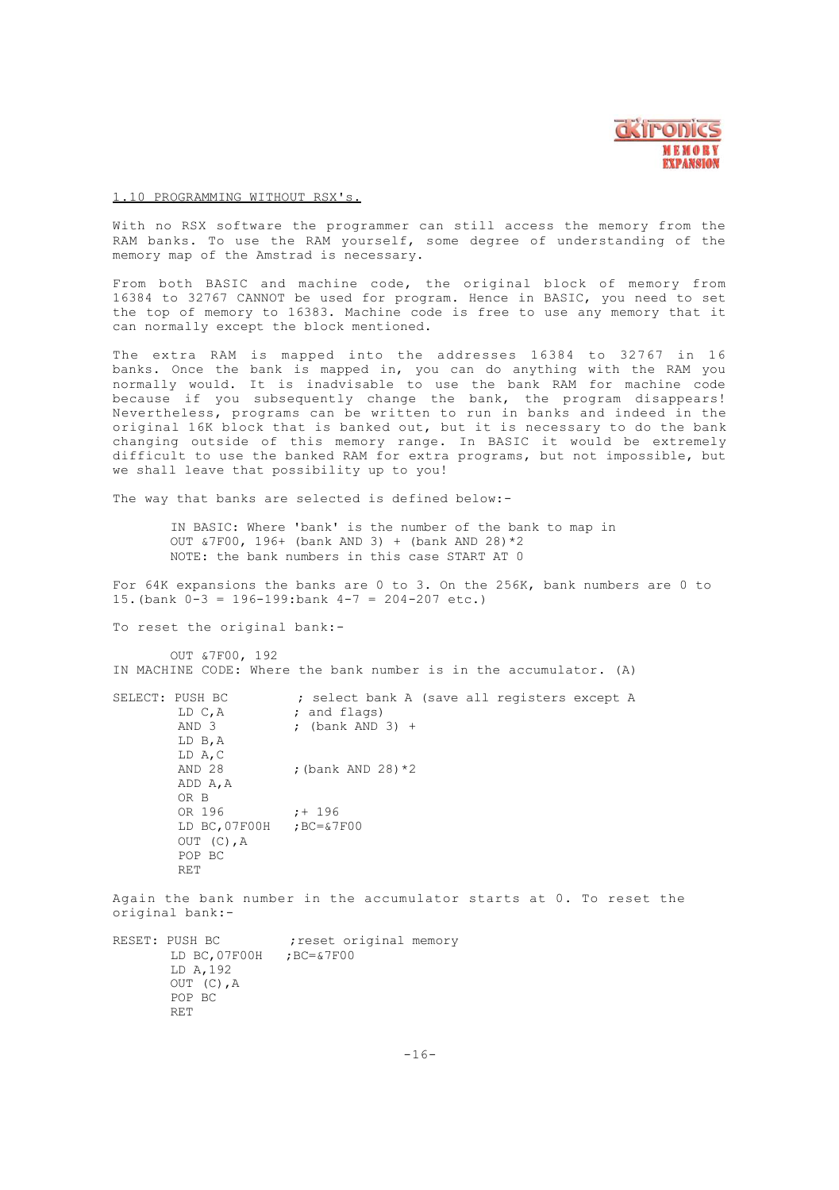## 1.10 PROGRAMMING WITHOUT RSX's.

With no RSX software the programmer can still access the memory from the RAM banks. To use the RAM yourself, some degree of understanding of the memory map of the Amstrad is necessary.

From both BASIC and machine code, the original block of memory from 16384 to 32767 CANNOT be used for program. Hence in BASIC, you need to set the top of memory to 16383. Machine code is free to use any memory that it can normally except the block mentioned.

The extra RAM is mapped into the addresses 16384 to 32767 in 16 banks. Once the bank is mapped in, you can do anything with the RAM you normally would. It is inadvisable to use the bank RAM for machine code because if you subsequently change the bank, the program disappears! Nevertheless, programs can be written to run in banks and indeed in the original 16K block that is banked out, but it is necessary to do the bank changing outside of this memory range. In BASIC it would be extremely difficult to use the banked RAM for extra programs, but not impossible, but we shall leave that possibility up to you!

The way that banks are selected is defined below:-

```
IN BASIC: Where 'bank' is the number of the bank to map in
OUT &7F00, 196+ (bank AND 3) + (bank AND 28)*2
NOTE: the bank numbers in this case START AT 0
```

For 64K expansions the banks are 0 to 3. On the 256K, bank numbers are 0 to 15.(bank 0-3 = 196-199:bank 4-7 = 204-207 etc.)

To reset the original bank:-

```
OUT &7F00, 192
```

IN MACHINE CODE: Where the bank number is in the accumulator. (A)

```
SELECT: PUSH BC         ; select bank A (save all registers except A
        LD C,A          ; and flags)
        AND 3           ; (bank AND 3) +
        LD B,A
        LD A,C
        AND 28          ;(bank AND 28)*2
        ADD A,A
        OR B
        OR 196          ;+ 196
        LD BC,07F00H    ;BC=&7F00
        OUT (C),A
        POP BC
        RET
```

Again the bank number in the accumulator starts at 0. To reset the original bank:-

```
RESET: PUSH BC          ;reset original memory
       LD BC,07F00H     ;BC=&7F00
       LD A,192
       OUT (C),A
       POP BC
       RET
```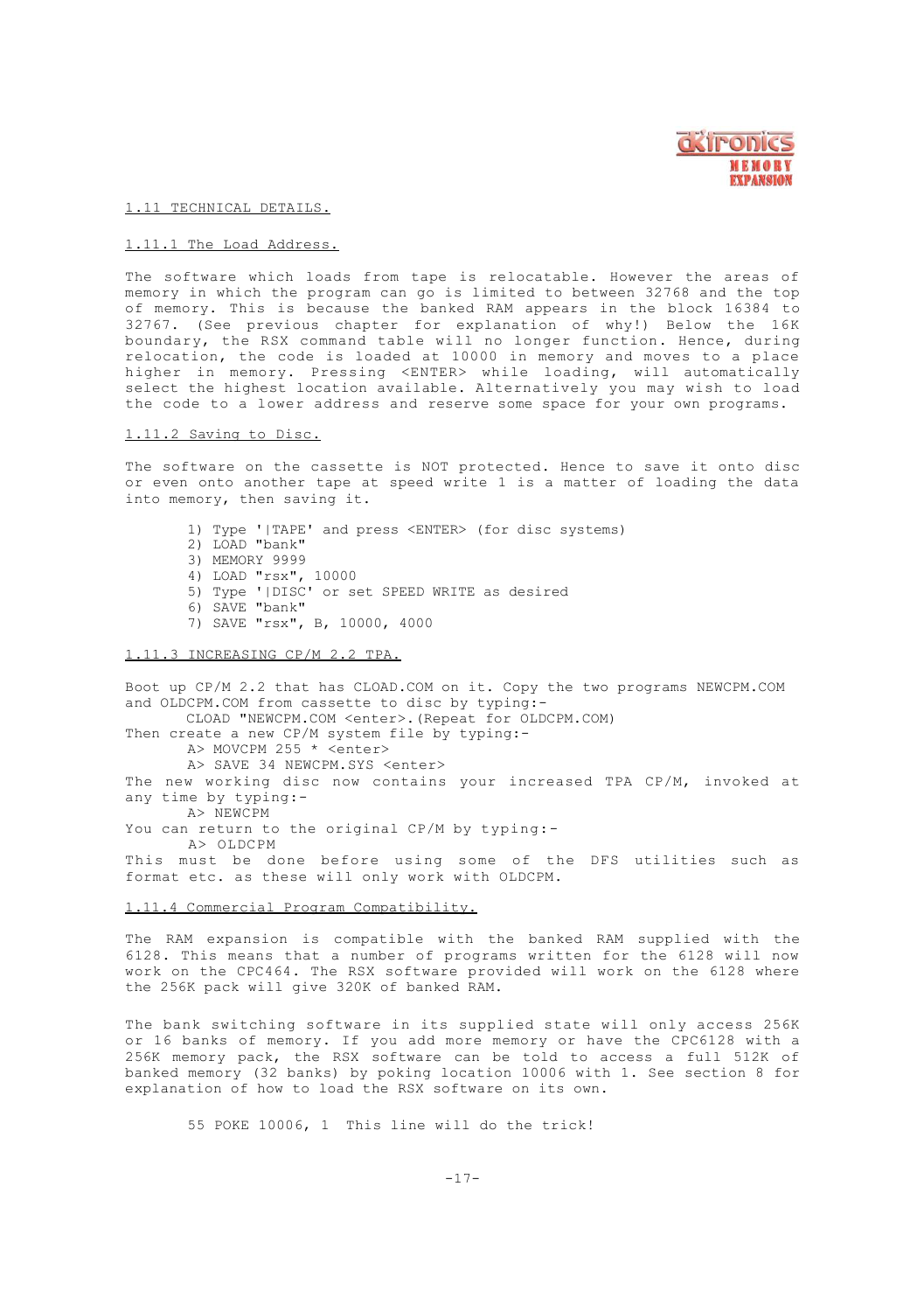## 1.11 TECHNICAL DETAILS.

### 1.11.1 The Load Address.

The software which loads from tape is relocatable. However the areas of memory in which the program can go is limited to between 32768 and the top of memory. This is because the banked RAM appears in the block 16384 to 32767. (See previous chapter for explanation of why!) Below the 16K boundary, the RSX command table will no longer function. Hence, during relocation, the code is loaded at 10000 in memory and moves to a place higher in memory. Pressing <ENTER> while loading, will automatically select the highest location available. Alternatively you may wish to load the code to a lower address and reserve some space for your own programs.

### 1.11.2 Saving to Disc.

The software on the cassette is NOT protected. Hence to save it onto disc or even onto another tape at speed write 1 is a matter of loading the data into memory, then saving it.

1) Type '|TAPE' and press <ENTER> (for disc systems)
2) LOAD "bank"
3) MEMORY 9999
4) LOAD "rsx", 10000
5) Type '|DISC' or set SPEED WRITE as desired
6) SAVE "bank"
7) SAVE "rsx", B, 10000, 4000

### 1.11.3 INCREASING CP/M 2.2 TPA.

Boot up CP/M 2.2 that has CLOAD.COM on it. Copy the two programs NEWCPM.COM and OLDCPM.COM from cassette to disc by typing:-

```
CLOAD "NEWCPM.COM <enter>.(Repeat for OLDCPM.COM)
```

Then create a new CP/M system file by typing:-

```
A> MOVCPM 255 * <enter>
A> SAVE 34 NEWCPM.SYS <enter>
```

The new working disc now contains your increased TPA CP/M, invoked at any time by typing:-

```
A> NEWCPM
```

You can return to the original CP/M by typing:-

```
A> OLDCPM
```

This must be done before using some of the DFS utilities such as format etc. as these will only work with OLDCPM.

### 1.11.4 Commercial Program Compatibility.

The RAM expansion is compatible with the banked RAM supplied with the 6128. This means that a number of programs written for the 6128 will now work on the CPC464. The RSX software provided will work on the 6128 where the 256K pack will give 320K of banked RAM.

The bank switching software in its supplied state will only access 256K or 16 banks of memory. If you add more memory or have the CPC6128 with a 256K memory pack, the RSX software can be told to access a full 512K of banked memory (32 banks) by poking location 10006 with 1. See section 8 for explanation of how to load the RSX software on its own.

```
55 POKE 10006, 1  This line will do the trick!
```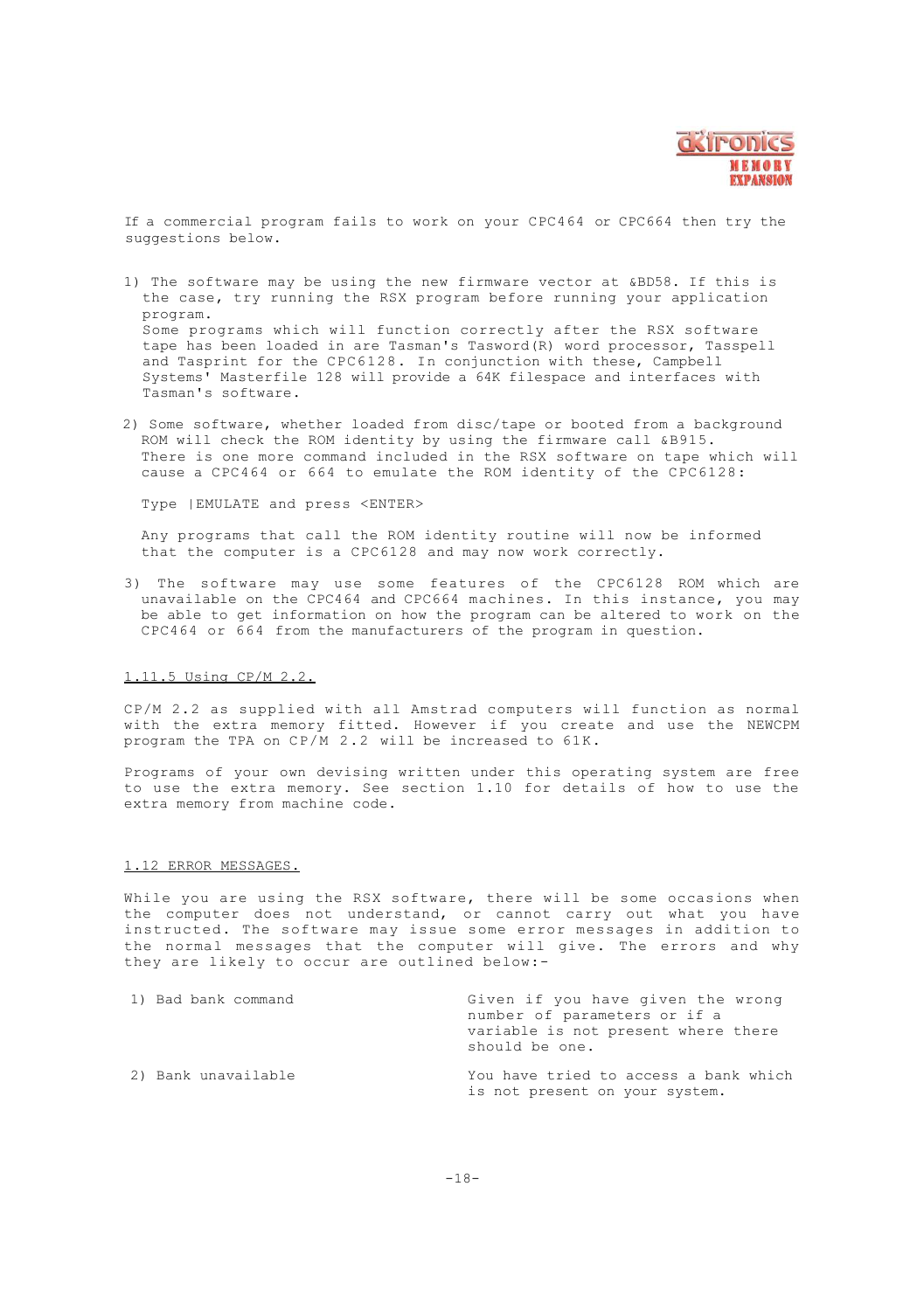If a commercial program fails to work on your CPC464 or CPC664 then try the suggestions below.

1) The software may be using the new firmware vector at &BD58. If this is the case, try running the RSX program before running your application program.
   Some programs which will function correctly after the RSX software tape has been loaded in are Tasman's Tasword(R) word processor, Tasspell and Tasprint for the CPC6128. In conjunction with these, Campbell Systems' Masterfile 128 will provide a 64K filespace and interfaces with Tasman's software.

2) Some software, whether loaded from disc/tape or booted from a background ROM will check the ROM identity by using the firmware call &B915.
   There is one more command included in the RSX software on tape which will cause a CPC464 or 664 to emulate the ROM identity of the CPC6128:

   Type |EMULATE and press <ENTER>

   Any programs that call the ROM identity routine will now be informed that the computer is a CPC6128 and may now work correctly.

3) The software may use some features of the CPC6128 ROM which are unavailable on the CPC464 and CPC664 machines. In this instance, you may be able to get information on how the program can be altered to work on the CPC464 or 664 from the manufacturers of the program in question.

### 1.11.5 Using CP/M 2.2.

CP/M 2.2 as supplied with all Amstrad computers will function as normal with the extra memory fitted. However if you create and use the NEWCPM program the TPA on CP/M 2.2 will be increased to 61K.

Programs of your own devising written under this operating system are free to use the extra memory. See section 1.10 for details of how to use the extra memory from machine code.

## 1.12 ERROR MESSAGES.

While you are using the RSX software, there will be some occasions when the computer does not understand, or cannot carry out what you have instructed. The software may issue some error messages in addition to the normal messages that the computer will give. The errors and why they are likely to occur are outlined below:-

| | |
|---|---|
| 1) Bad bank command | Given if you have given the wrong number of parameters or if a variable is not present where there should be one. |
| 2) Bank unavailable | You have tried to access a bank which is not present on your system. |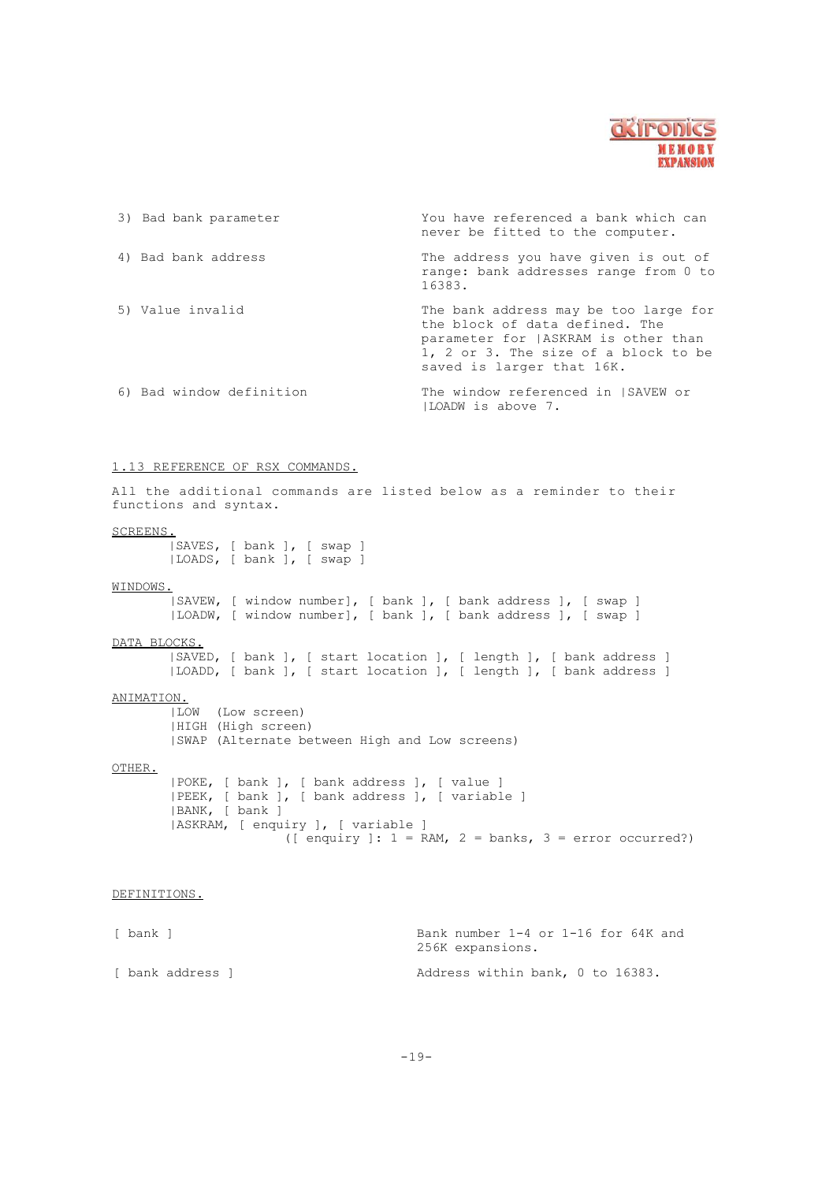| | |
|---|---|
| 3) Bad bank parameter | You have referenced a bank which can never be fitted to the computer. |
| 4) Bad bank address | The address you have given is out of range: bank addresses range from 0 to 16383. |
| 5) Value invalid | The bank address may be too large for the block of data defined. The parameter for \|ASKRAM is other than 1, 2 or 3. The size of a block to be saved is larger that 16K. |
| 6) Bad window definition | The window referenced in \|SAVEW or \|LOADW is above 7. |

## 1.13 REFERENCE OF RSX COMMANDS.

All the additional commands are listed below as a reminder to their functions and syntax.

SCREENS.

```
|SAVES, [ bank ], [ swap ]
|LOADS, [ bank ], [ swap ]
```

WINDOWS.

```
|SAVEW, [ window number], [ bank ], [ bank address ], [ swap ]
|LOADW, [ window number], [ bank ], [ bank address ], [ swap ]
```

DATA BLOCKS.

```
|SAVED, [ bank ], [ start location ], [ length ], [ bank address ]
|LOADD, [ bank ], [ start location ], [ length ], [ bank address ]
```

ANIMATION.

```
|LOW  (Low screen)
|HIGH (High screen)
|SWAP (Alternate between High and Low screens)
```

OTHER.

```
|POKE, [ bank ], [ bank address ], [ value ]
|PEEK, [ bank ], [ bank address ], [ variable ]
|BANK, [ bank ]
|ASKRAM, [ enquiry ], [ variable ]
                  ([ enquiry ]: 1 = RAM, 2 = banks, 3 = error occurred?)
```

DEFINITIONS.

| | |
|---|---|
| [ bank ] | Bank number 1-4 or 1-16 for 64K and 256K expansions. |
| [ bank address ] | Address within bank, 0 to 16383. |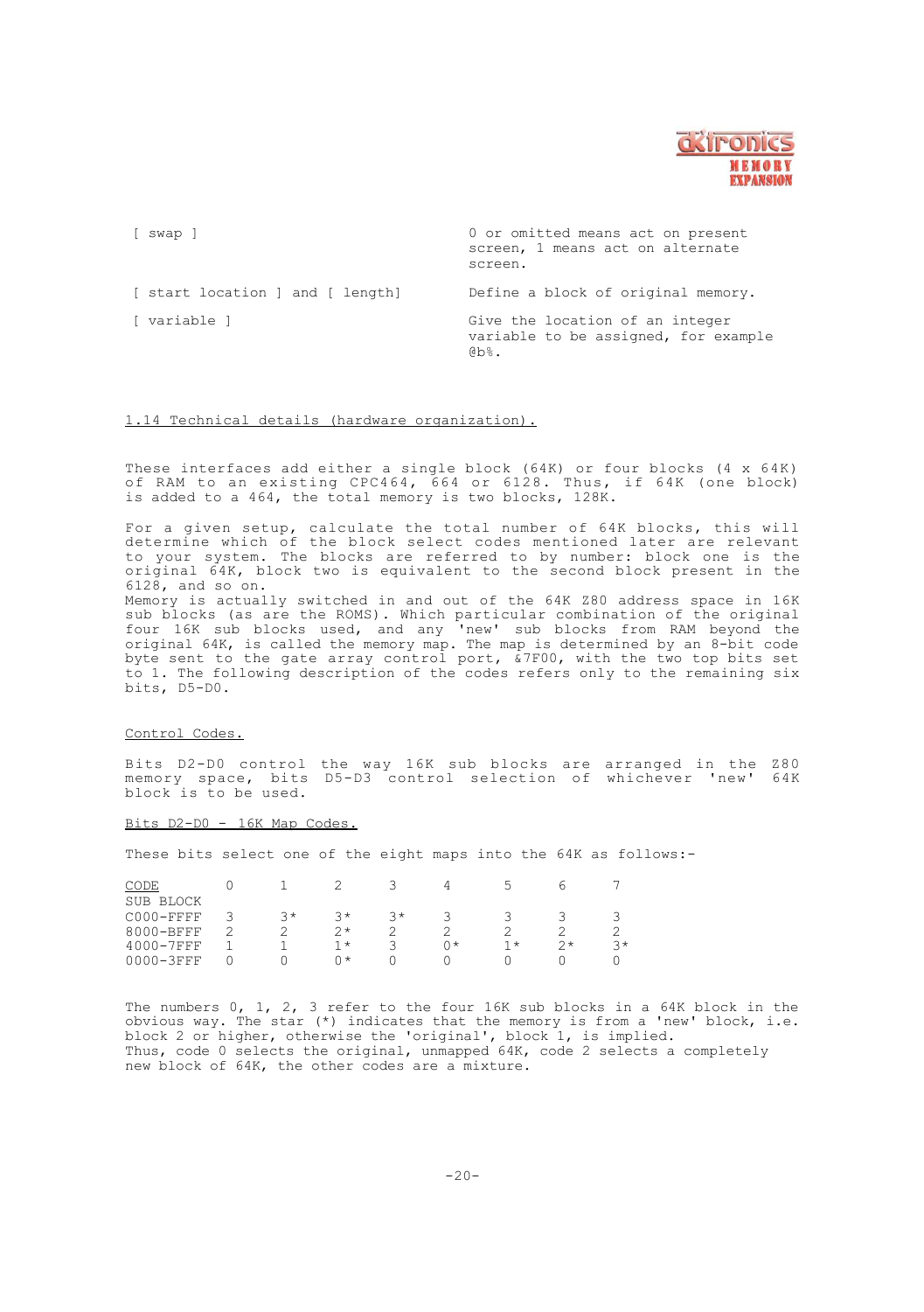| | |
|---|---|
| [ swap ] | 0 or omitted means act on present screen, 1 means act on alternate screen. |
| [ start location ] and [ length] | Define a block of original memory. |
| [ variable ] | Give the location of an integer variable to be assigned, for example @b%. |

## 1.14 Technical details (hardware organization).

These interfaces add either a single block (64K) or four blocks (4 x 64K) of RAM to an existing CPC464, 664 or 6128. Thus, if 64K (one block) is added to a 464, the total memory is two blocks, 128K.

For a given setup, calculate the total number of 64K blocks, this will determine which of the block select codes mentioned later are relevant to your system. The blocks are referred to by number: block one is the original 64K, block two is equivalent to the second block present in the 6128, and so on.
Memory is actually switched in and out of the 64K Z80 address space in 16K sub blocks (as are the ROMS). Which particular combination of the original four 16K sub blocks used, and any 'new' sub blocks from RAM beyond the original 64K, is called the memory map. The map is determined by an 8-bit code byte sent to the gate array control port, &7F00, with the two top bits set to 1. The following description of the codes refers only to the remaining six bits, D5-D0.

### Control Codes.

Bits D2-D0 control the way 16K sub blocks are arranged in the Z80 memory space, bits D5-D3 control selection of whichever 'new' 64K block is to be used.

### Bits D2-D0 - 16K Map Codes.

These bits select one of the eight maps into the 64K as follows:-

| CODE | 0 | 1 | 2 | 3 | 4 | 5 | 6 | 7 |
|---|---|---|---|---|---|---|---|---|
| SUB BLOCK | | | | | | | | |
| C000-FFFF | 3 | 3* | 3* | 3* | 3 | 3 | 3 | 3 |
| 8000-BFFF | 2 | 2 | 2* | 2 | 2 | 2 | 2 | 2 |
| 4000-7FFF | 1 | 1 | 1* | 3 | 0* | 1* | 2* | 3* |
| 0000-3FFF | 0 | 0 | 0* | 0 | 0 | 0 | 0 | 0 |

The numbers 0, 1, 2, 3 refer to the four 16K sub blocks in a 64K block in the obvious way. The star (*) indicates that the memory is from a 'new' block, i.e. block 2 or higher, otherwise the 'original', block 1, is implied.
Thus, code 0 selects the original, unmapped 64K, code 2 selects a completely new block of 64K, the other codes are a mixture.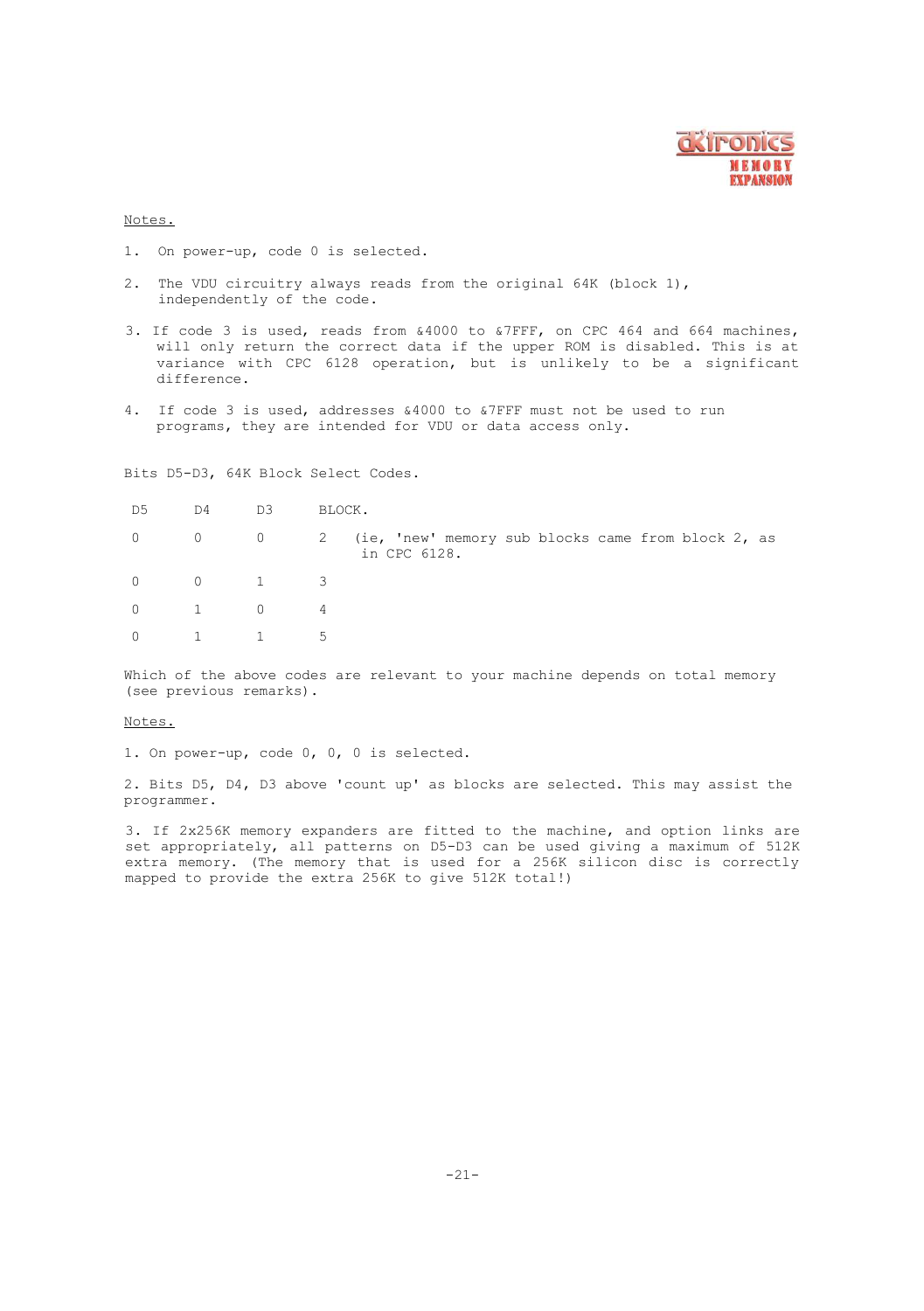Notes.

1. On power-up, code 0 is selected.

2. The VDU circuitry always reads from the original 64K (block 1), independently of the code.

3. If code 3 is used, reads from &4000 to &7FFF, on CPC 464 and 664 machines, will only return the correct data if the upper ROM is disabled. This is at variance with CPC 6128 operation, but is unlikely to be a significant difference.

4. If code 3 is used, addresses &4000 to &7FFF must not be used to run programs, they are intended for VDU or data access only.

Bits D5-D3, 64K Block Select Codes.

| D5 | D4 | D3 | BLOCK. |
|---|---|---|---|
| 0 | 0 | 0 | 2 (ie, 'new' memory sub blocks came from block 2, as in CPC 6128. |
| 0 | 0 | 1 | 3 |
| 0 | 1 | 0 | 4 |
| 0 | 1 | 1 | 5 |

Which of the above codes are relevant to your machine depends on total memory (see previous remarks).

Notes.

1. On power-up, code 0, 0, 0 is selected.

2. Bits D5, D4, D3 above 'count up' as blocks are selected. This may assist the programmer.

3. If 2x256K memory expanders are fitted to the machine, and option links are set appropriately, all patterns on D5-D3 can be used giving a maximum of 512K extra memory. (The memory that is used for a 256K silicon disc is correctly mapped to provide the extra 256K to give 512K total!)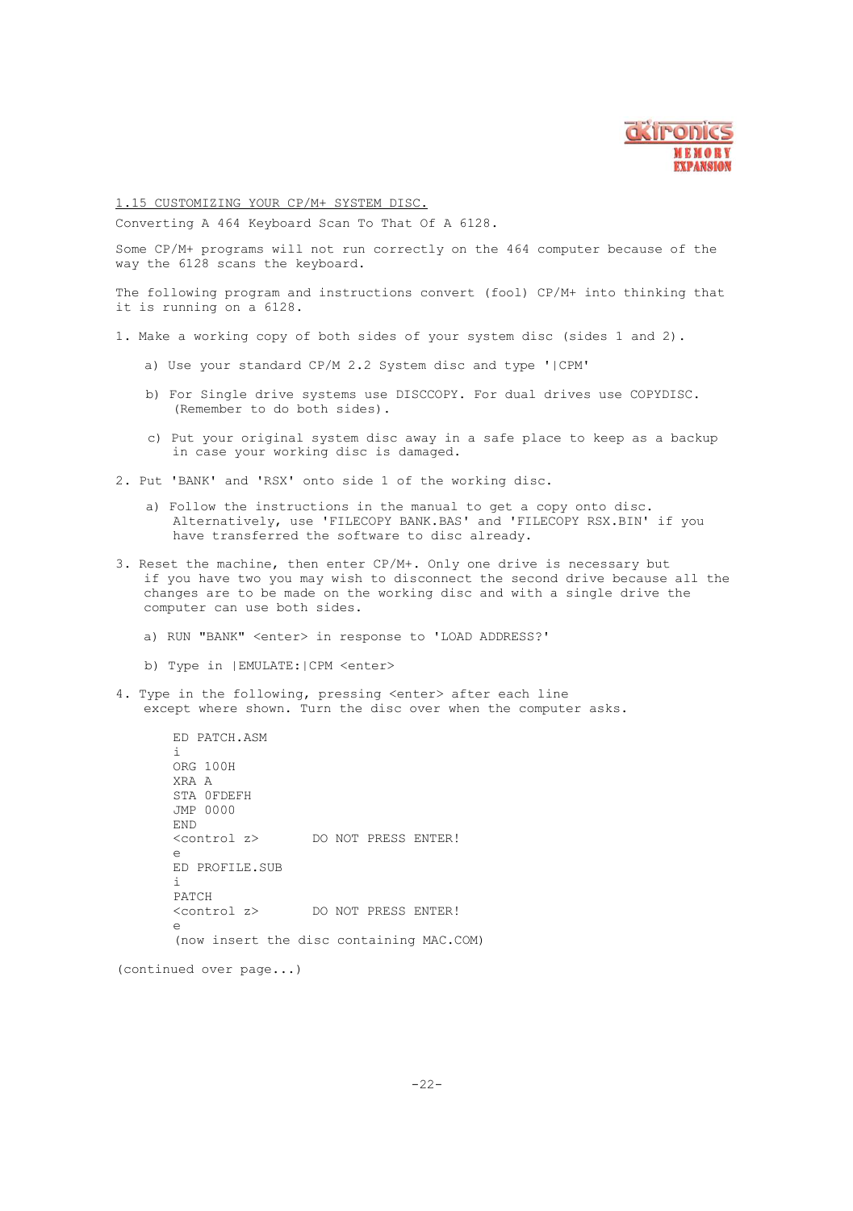## 1.15 CUSTOMIZING YOUR CP/M+ SYSTEM DISC.

Converting A 464 Keyboard Scan To That Of A 6128.

Some CP/M+ programs will not run correctly on the 464 computer because of the way the 6128 scans the keyboard.

The following program and instructions convert (fool) CP/M+ into thinking that it is running on a 6128.

1. Make a working copy of both sides of your system disc (sides 1 and 2).

   a) Use your standard CP/M 2.2 System disc and type '|CPM'

   b) For Single drive systems use DISCCOPY. For dual drives use COPYDISC. (Remember to do both sides).

   c) Put your original system disc away in a safe place to keep as a backup in case your working disc is damaged.

2. Put 'BANK' and 'RSX' onto side 1 of the working disc.

   a) Follow the instructions in the manual to get a copy onto disc. Alternatively, use 'FILECOPY BANK.BAS' and 'FILECOPY RSX.BIN' if you have transferred the software to disc already.

3. Reset the machine, then enter CP/M+. Only one drive is necessary but if you have two you may wish to disconnect the second drive because all the changes are to be made on the working disc and with a single drive the computer can use both sides.

   a) RUN "BANK" <enter> in response to 'LOAD ADDRESS?'

   b) Type in |EMULATE:|CPM <enter>

4. Type in the following, pressing <enter> after each line except where shown. Turn the disc over when the computer asks.

```
ED PATCH.ASM
i
ORG 100H
XRA A
STA 0FDEFH
JMP 0000
END
<control z>       DO NOT PRESS ENTER!
e
ED PROFILE.SUB
i
PATCH
<control z>       DO NOT PRESS ENTER!
e
(now insert the disc containing MAC.COM)
```

(continued over page...)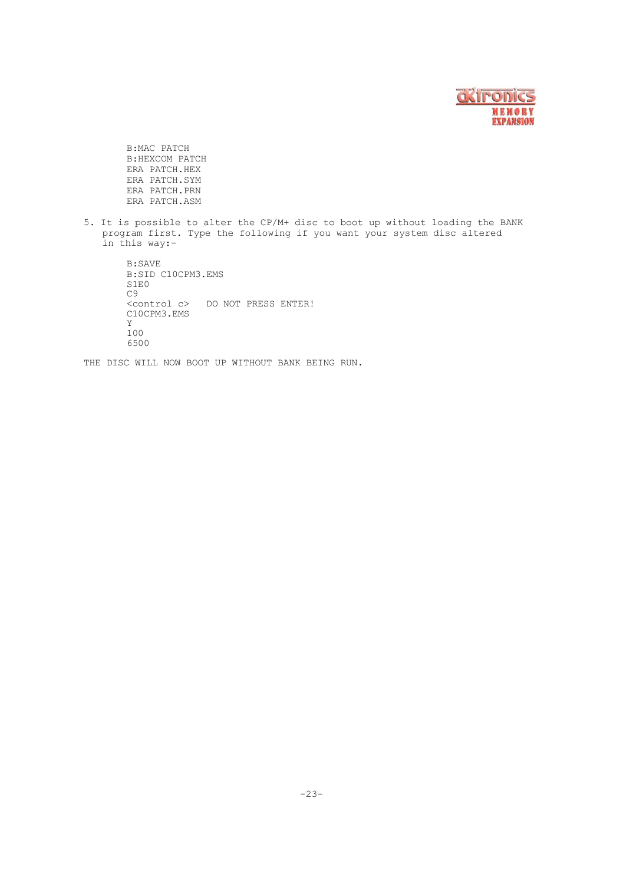```
B:MAC PATCH
B:HEXCOM PATCH
ERA PATCH.HEX
ERA PATCH.SYM
ERA PATCH.PRN
ERA PATCH.ASM
```

5. It is possible to alter the CP/M+ disc to boot up without loading the BANK program first. Type the following if you want your system disc altered in this way:-

```
B:SAVE
B:SID C10CPM3.EMS
S1E0
C9
<control c>    DO NOT PRESS ENTER!
C10CPM3.EMS
Y
100
6500
```

THE DISC WILL NOW BOOT UP WITHOUT BANK BEING RUN.